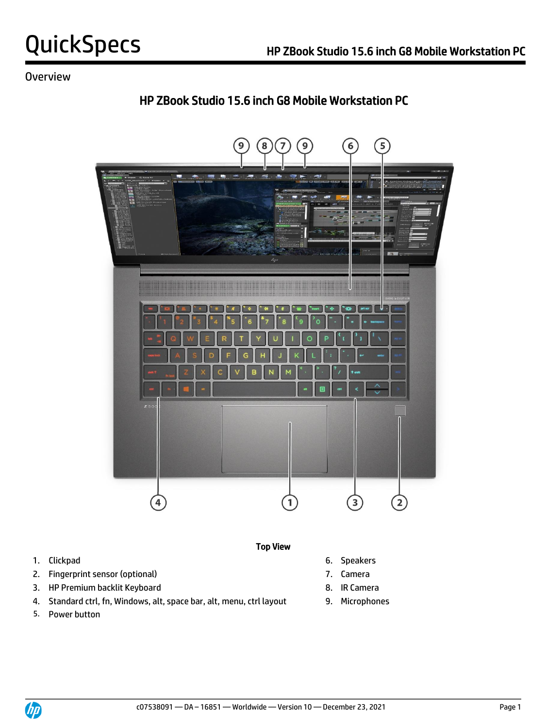# QuickSpecs

## HP ZBook Studio 15.6 inch G8 Mobile Workstation PC

### Overview

## HP ZBook Studio 15.6 inch G8 Mobile Workstation PC

**Top View**

1. Clickpad
2. Fingerprint sensor (optional)
3. HP Premium backlit Keyboard
4. Standard ctrl, fn, Windows, alt, space bar, alt, menu, ctrl layout
5. Power button
6. Speakers
7. Camera
8. IR Camera
9. Microphones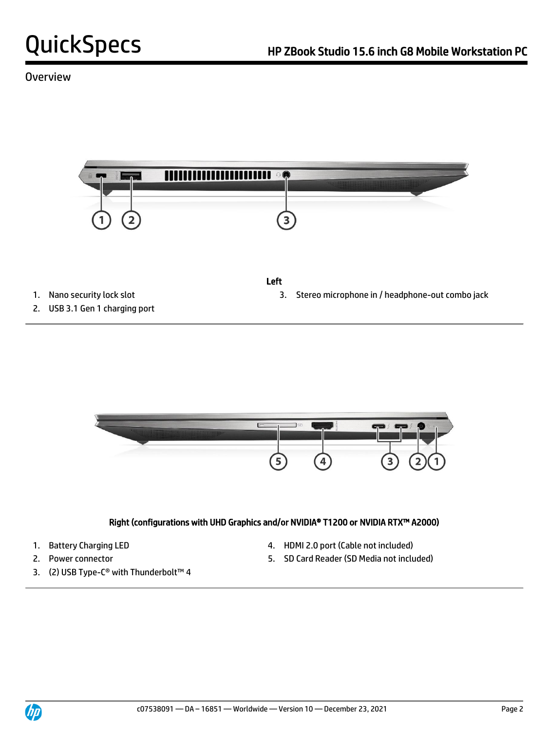# Overview

**Left**

1. Nano security lock slot
2. USB 3.1 Gen 1 charging port
3. Stereo microphone in / headphone-out combo jack

**Right (configurations with UHD Graphics and/or NVIDIA® T1200 or NVIDIA RTX™ A2000)**

1. Battery Charging LED
2. Power connector
3. (2) USB Type-C® with Thunderbolt™ 4
4. HDMI 2.0 port (Cable not included)
5. SD Card Reader (SD Media not included)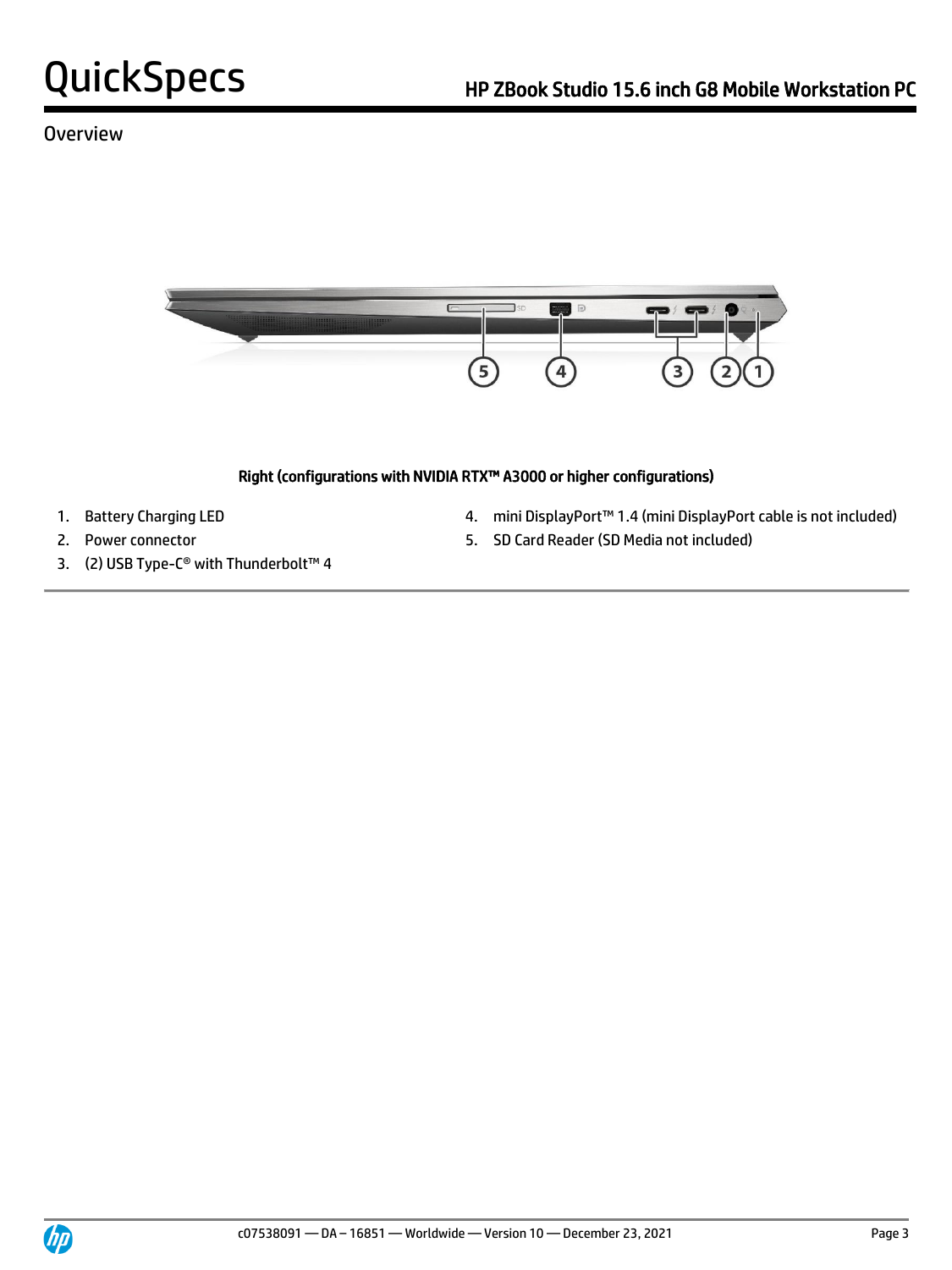## Overview

**Right (configurations with NVIDIA RTX™ A3000 or higher configurations)**

1. Battery Charging LED
2. Power connector
3. (2) USB Type-C® with Thunderbolt™ 4
4. mini DisplayPort™ 1.4 (mini DisplayPort cable is not included)
5. SD Card Reader (SD Media not included)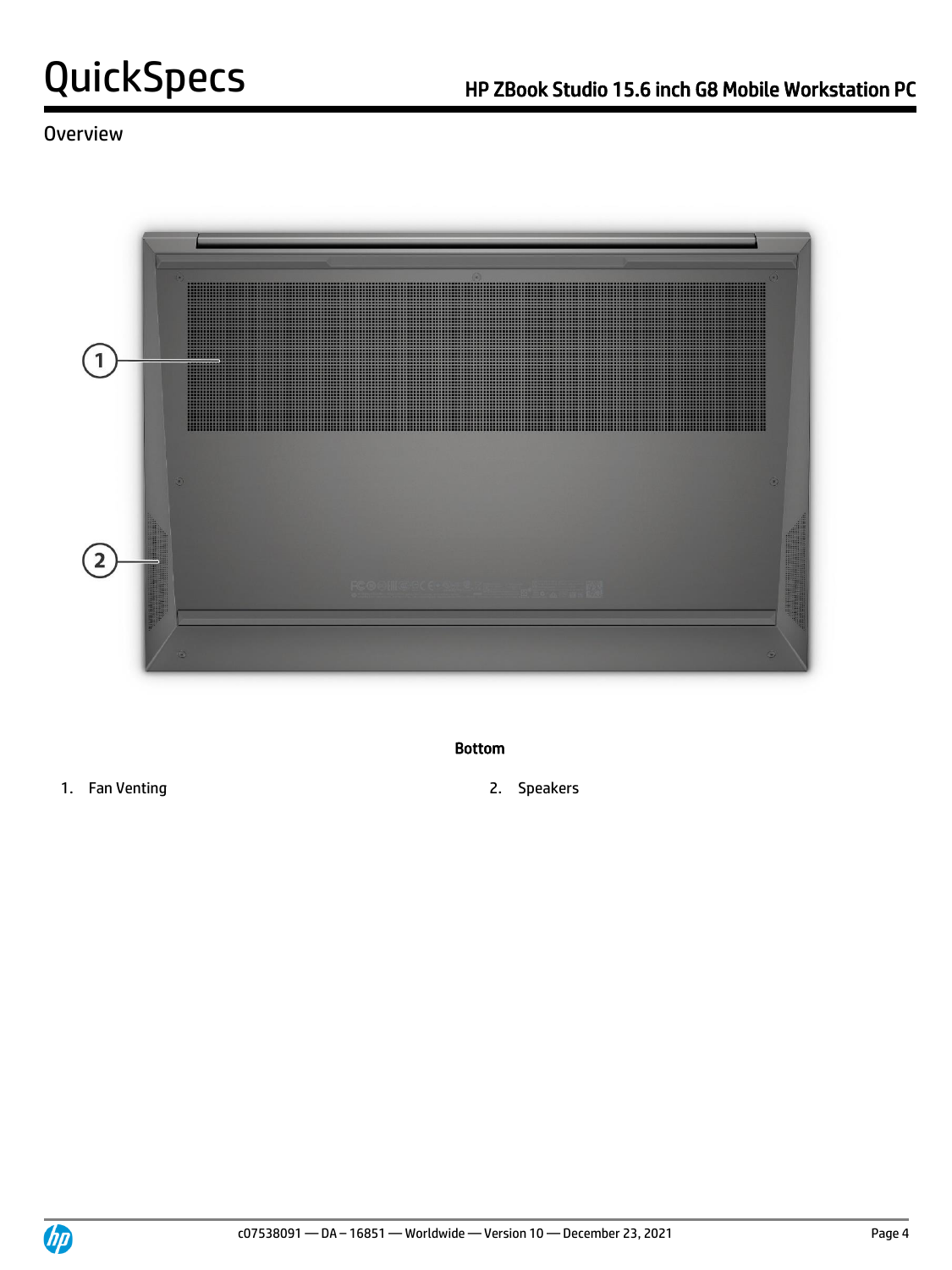## Overview

**Bottom**

1. Fan Venting
2. Speakers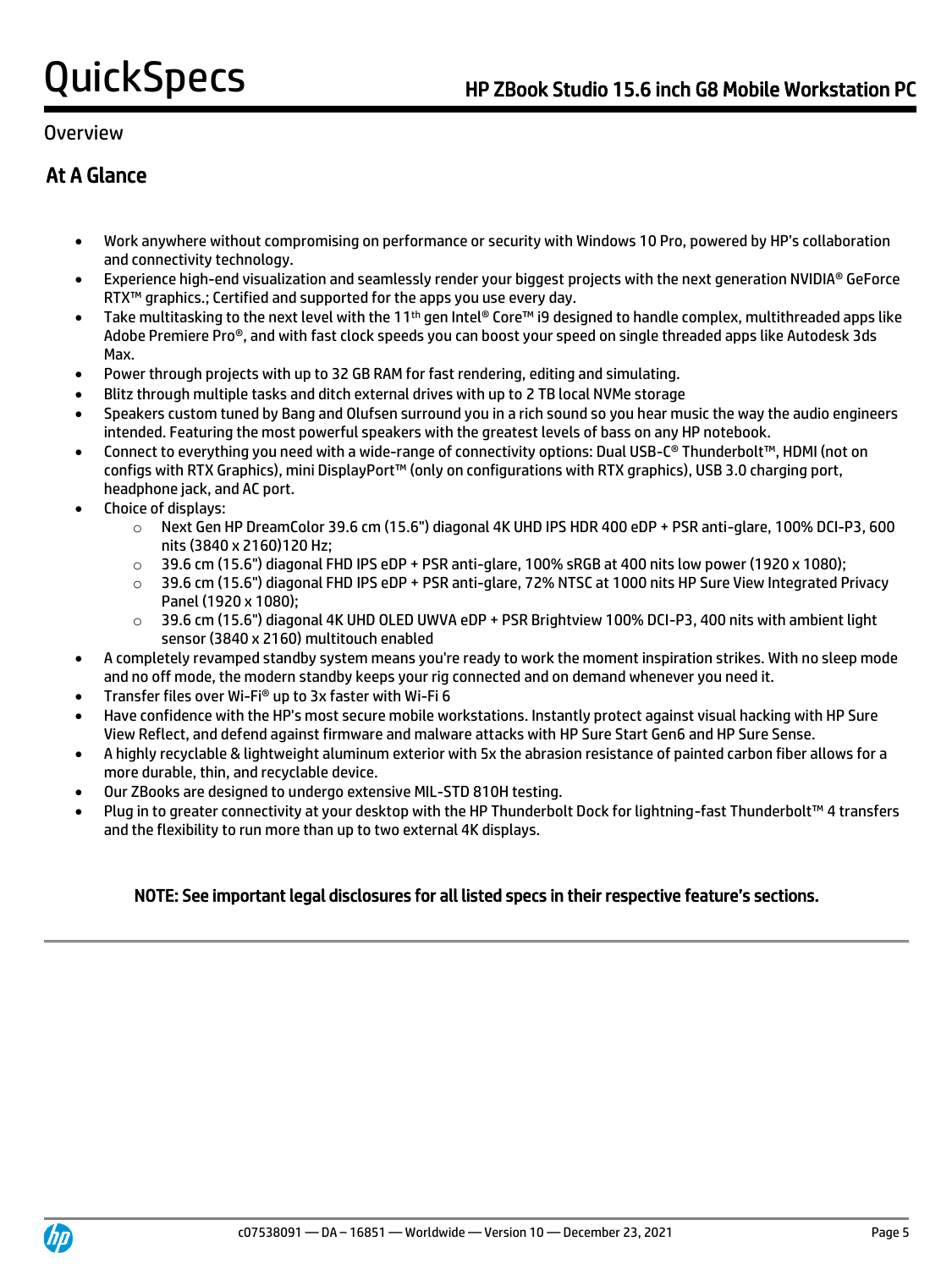## Overview

### At A Glance

- Work anywhere without compromising on performance or security with Windows 10 Pro, powered by HP's collaboration and connectivity technology.
- Experience high-end visualization and seamlessly render your biggest projects with the next generation NVIDIA® GeForce RTX™ graphics.; Certified and supported for the apps you use every day.
- Take multitasking to the next level with the 11th gen Intel® Core™ i9 designed to handle complex, multithreaded apps like Adobe Premiere Pro®, and with fast clock speeds you can boost your speed on single threaded apps like Autodesk 3ds Max.
- Power through projects with up to 32 GB RAM for fast rendering, editing and simulating.
- Blitz through multiple tasks and ditch external drives with up to 2 TB local NVMe storage
- Speakers custom tuned by Bang and Olufsen surround you in a rich sound so you hear music the way the audio engineers intended. Featuring the most powerful speakers with the greatest levels of bass on any HP notebook.
- Connect to everything you need with a wide-range of connectivity options: Dual USB-C® Thunderbolt™, HDMI (not on configs with RTX Graphics), mini DisplayPort™ (only on configurations with RTX graphics), USB 3.0 charging port, headphone jack, and AC port.
- Choice of displays:
  - Next Gen HP DreamColor 39.6 cm (15.6") diagonal 4K UHD IPS HDR 400 eDP + PSR anti-glare, 100% DCI-P3, 600 nits (3840 x 2160)120 Hz;
  - 39.6 cm (15.6") diagonal FHD IPS eDP + PSR anti-glare, 100% sRGB at 400 nits low power (1920 x 1080);
  - 39.6 cm (15.6") diagonal FHD IPS eDP + PSR anti-glare, 72% NTSC at 1000 nits HP Sure View Integrated Privacy Panel (1920 x 1080);
  - 39.6 cm (15.6") diagonal 4K UHD OLED UWVA eDP + PSR Brightview 100% DCI-P3, 400 nits with ambient light sensor (3840 x 2160) multitouch enabled
- A completely revamped standby system means you're ready to work the moment inspiration strikes. With no sleep mode and no off mode, the modern standby keeps your rig connected and on demand whenever you need it.
- Transfer files over Wi-Fi® up to 3x faster with Wi-Fi 6
- Have confidence with the HP's most secure mobile workstations. Instantly protect against visual hacking with HP Sure View Reflect, and defend against firmware and malware attacks with HP Sure Start Gen6 and HP Sure Sense.
- A highly recyclable & lightweight aluminum exterior with 5x the abrasion resistance of painted carbon fiber allows for a more durable, thin, and recyclable device.
- Our ZBooks are designed to undergo extensive MIL-STD 810H testing.
- Plug in to greater connectivity at your desktop with the HP Thunderbolt Dock for lightning-fast Thunderbolt™ 4 transfers and the flexibility to run more than up to two external 4K displays.

**NOTE: See important legal disclosures for all listed specs in their respective feature's sections.**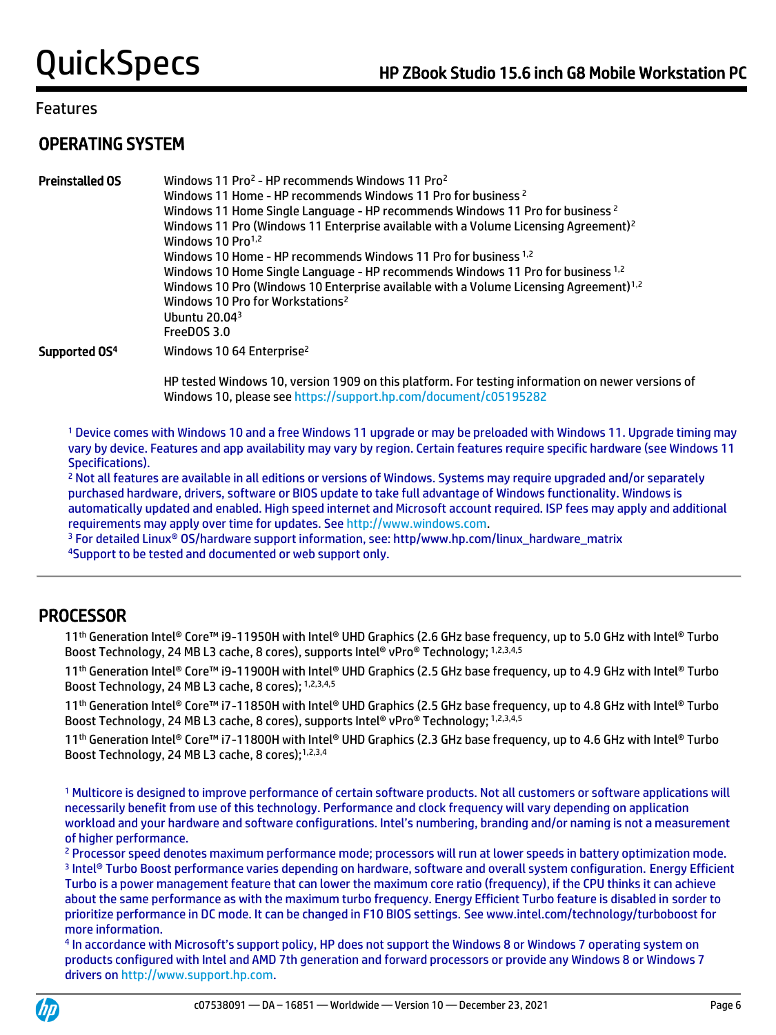## Features

## OPERATING SYSTEM

**Preinstalled OS**

Windows 11 Pro[2] - HP recommends Windows 11 Pro[2]
Windows 11 Home - HP recommends Windows 11 Pro for business [2]
Windows 11 Home Single Language - HP recommends Windows 11 Pro for business [2]
Windows 11 Pro (Windows 11 Enterprise available with a Volume Licensing Agreement)[2]
Windows 10 Pro[1,2]
Windows 10 Home - HP recommends Windows 11 Pro for business [1,2]
Windows 10 Home Single Language - HP recommends Windows 11 Pro for business [1,2]
Windows 10 Pro (Windows 10 Enterprise available with a Volume Licensing Agreement)[1,2]
Windows 10 Pro for Workstations[2]
Ubuntu 20.04[3]
FreeDOS 3.0

**Supported OS[4]**

Windows 10 64 Enterprise[2]

HP tested Windows 10, version 1909 on this platform. For testing information on newer versions of Windows 10, please see https://support.hp.com/document/c05195282

[1] Device comes with Windows 10 and a free Windows 11 upgrade or may be preloaded with Windows 11. Upgrade timing may vary by device. Features and app availability may vary by region. Certain features require specific hardware (see Windows 11 Specifications).
[2] Not all features are available in all editions or versions of Windows. Systems may require upgraded and/or separately purchased hardware, drivers, software or BIOS update to take full advantage of Windows functionality. Windows is automatically updated and enabled. High speed internet and Microsoft account required. ISP fees may apply and additional requirements may apply over time for updates. See http://www.windows.com.
[3] For detailed Linux® OS/hardware support information, see: http/www.hp.com/linux_hardware_matrix
[4]Support to be tested and documented or web support only.

## PROCESSOR

11th Generation Intel® Core™ i9-11950H with Intel® UHD Graphics (2.6 GHz base frequency, up to 5.0 GHz with Intel® Turbo Boost Technology, 24 MB L3 cache, 8 cores), supports Intel® vPro® Technology; [1,2,3,4,5]

11th Generation Intel® Core™ i9-11900H with Intel® UHD Graphics (2.5 GHz base frequency, up to 4.9 GHz with Intel® Turbo Boost Technology, 24 MB L3 cache, 8 cores); [1,2,3,4,5]

11th Generation Intel® Core™ i7-11850H with Intel® UHD Graphics (2.5 GHz base frequency, up to 4.8 GHz with Intel® Turbo Boost Technology, 24 MB L3 cache, 8 cores), supports Intel® vPro® Technology; [1,2,3,4,5]

11th Generation Intel® Core™ i7-11800H with Intel® UHD Graphics (2.3 GHz base frequency, up to 4.6 GHz with Intel® Turbo Boost Technology, 24 MB L3 cache, 8 cores);[1,2,3,4]

[1] Multicore is designed to improve performance of certain software products. Not all customers or software applications will necessarily benefit from use of this technology. Performance and clock frequency will vary depending on application workload and your hardware and software configurations. Intel's numbering, branding and/or naming is not a measurement of higher performance.
[2] Processor speed denotes maximum performance mode; processors will run at lower speeds in battery optimization mode.
[3] Intel® Turbo Boost performance varies depending on hardware, software and overall system configuration. Energy Efficient Turbo is a power management feature that can lower the maximum core ratio (frequency), if the CPU thinks it can achieve about the same performance as with the maximum turbo frequency. Energy Efficient Turbo feature is disabled in sorder to prioritize performance in DC mode. It can be changed in F10 BIOS settings. See www.intel.com/technology/turboboost for more information.
[4] In accordance with Microsoft's support policy, HP does not support the Windows 8 or Windows 7 operating system on products configured with Intel and AMD 7th generation and forward processors or provide any Windows 8 or Windows 7 drivers on http://www.support.hp.com.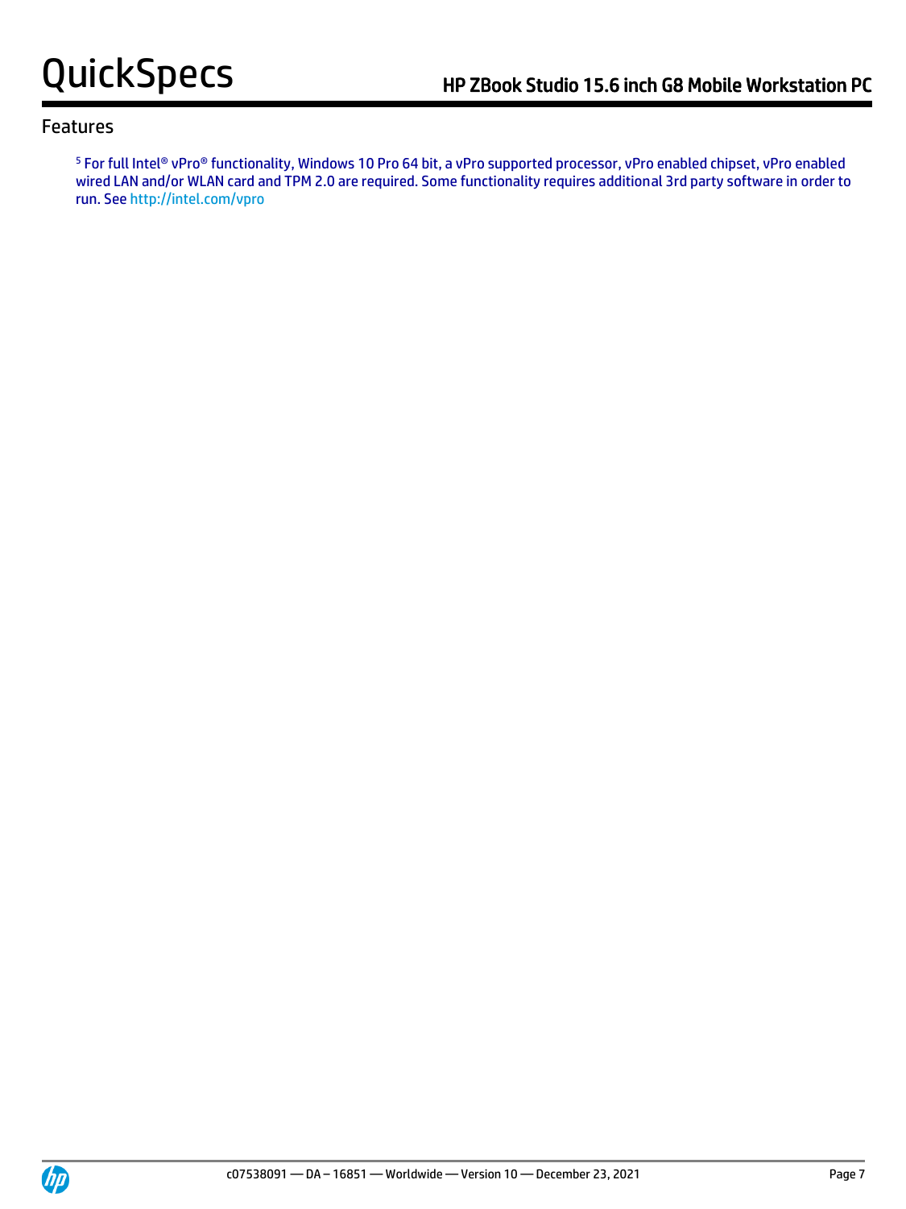## Features

[5] For full Intel® vPro® functionality, Windows 10 Pro 64 bit, a vPro supported processor, vPro enabled chipset, vPro enabled wired LAN and/or WLAN card and TPM 2.0 are required. Some functionality requires additional 3rd party software in order to run. See http://intel.com/vpro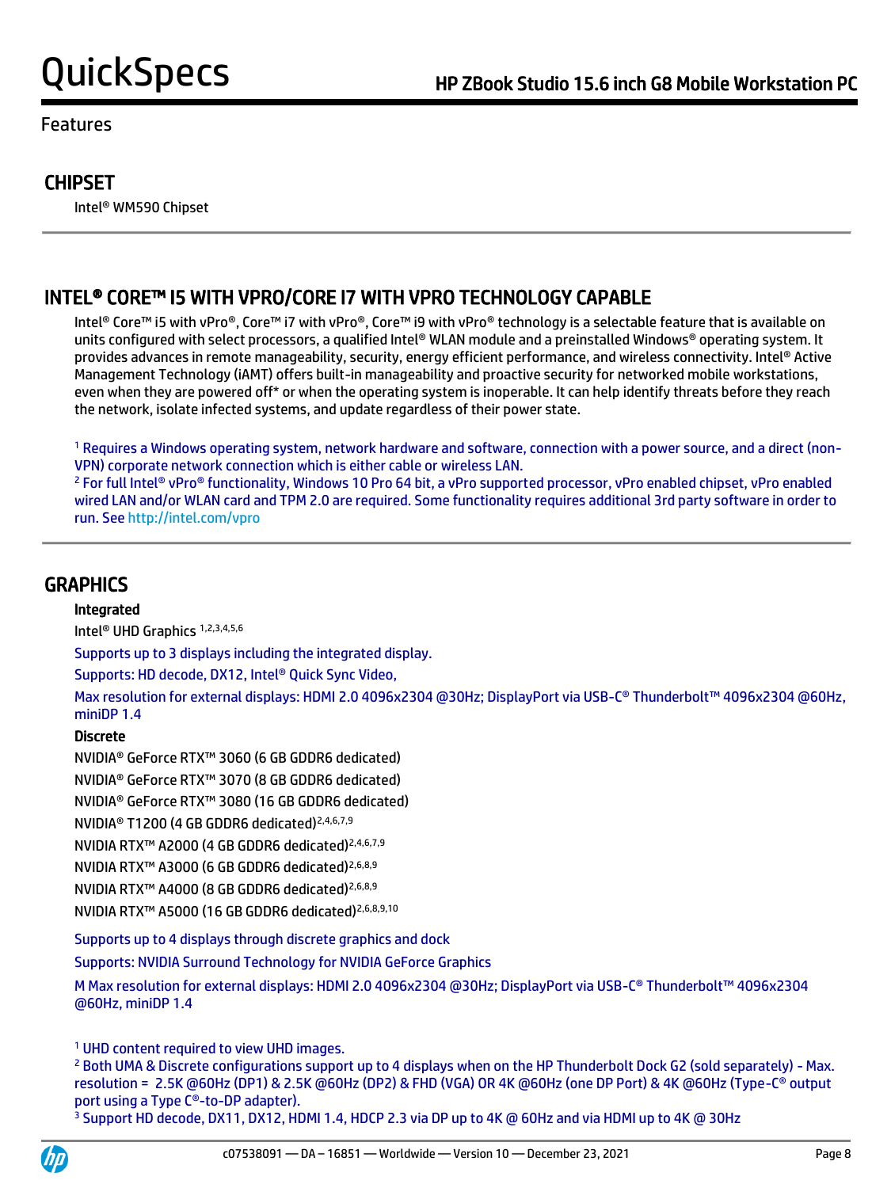## Features

### CHIPSET

Intel® WM590 Chipset

### INTEL® CORE™ I5 WITH VPRO/CORE I7 WITH VPRO TECHNOLOGY CAPABLE

Intel® Core™ i5 with vPro®, Core™ i7 with vPro®, Core™ i9 with vPro® technology is a selectable feature that is available on units configured with select processors, a qualified Intel® WLAN module and a preinstalled Windows® operating system. It provides advances in remote manageability, security, energy efficient performance, and wireless connectivity. Intel® Active Management Technology (iAMT) offers built-in manageability and proactive security for networked mobile workstations, even when they are powered off* or when the operating system is inoperable. It can help identify threats before they reach the network, isolate infected systems, and update regardless of their power state.

[1] Requires a Windows operating system, network hardware and software, connection with a power source, and a direct (non-VPN) corporate network connection which is either cable or wireless LAN.
[2] For full Intel® vPro® functionality, Windows 10 Pro 64 bit, a vPro supported processor, vPro enabled chipset, vPro enabled wired LAN and/or WLAN card and TPM 2.0 are required. Some functionality requires additional 3rd party software in order to run. See http://intel.com/vpro

### GRAPHICS

**Integrated**

Intel® UHD Graphics [1,2,3,4,5,6]

Supports up to 3 displays including the integrated display.

Supports: HD decode, DX12, Intel® Quick Sync Video,

Max resolution for external displays: HDMI 2.0 4096x2304 @30Hz; DisplayPort via USB-C® Thunderbolt™ 4096x2304 @60Hz, miniDP 1.4

**Discrete**

NVIDIA® GeForce RTX™ 3060 (6 GB GDDR6 dedicated)

NVIDIA® GeForce RTX™ 3070 (8 GB GDDR6 dedicated)

NVIDIA® GeForce RTX™ 3080 (16 GB GDDR6 dedicated)

NVIDIA® T1200 (4 GB GDDR6 dedicated)[2,4,6,7,9]

NVIDIA RTX™ A2000 (4 GB GDDR6 dedicated)[2,4,6,7,9]

NVIDIA RTX™ A3000 (6 GB GDDR6 dedicated)[2,6,8,9]

NVIDIA RTX™ A4000 (8 GB GDDR6 dedicated)[2,6,8,9]

NVIDIA RTX™ A5000 (16 GB GDDR6 dedicated)[2,6,8,9,10]

Supports up to 4 displays through discrete graphics and dock

Supports: NVIDIA Surround Technology for NVIDIA GeForce Graphics

M Max resolution for external displays: HDMI 2.0 4096x2304 @30Hz; DisplayPort via USB-C® Thunderbolt™ 4096x2304 @60Hz, miniDP 1.4

[1] UHD content required to view UHD images.
[2] Both UMA & Discrete configurations support up to 4 displays when on the HP Thunderbolt Dock G2 (sold separately) - Max. resolution = 2.5K @60Hz (DP1) & 2.5K @60Hz (DP2) & FHD (VGA) OR 4K @60Hz (one DP Port) & 4K @60Hz (Type-C® output port using a Type C®-to-DP adapter).
[3] Support HD decode, DX11, DX12, HDMI 1.4, HDCP 2.3 via DP up to 4K @ 60Hz and via HDMI up to 4K @ 30Hz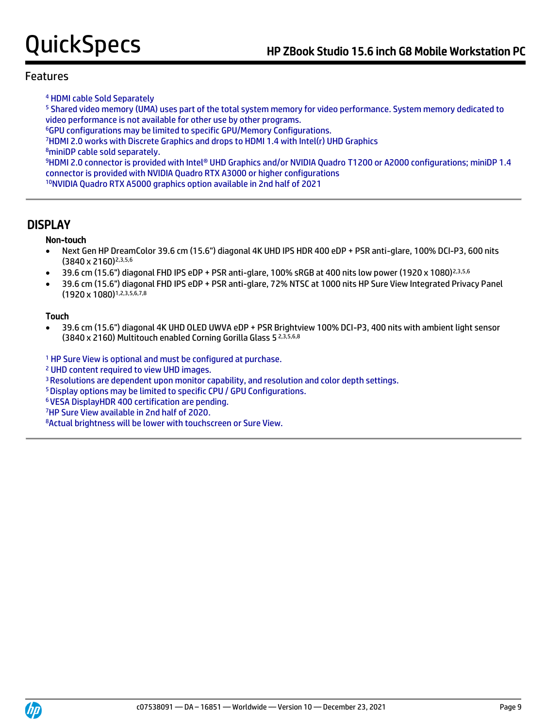## Features

[4] HDMI cable Sold Separately
[5] Shared video memory (UMA) uses part of the total system memory for video performance. System memory dedicated to video performance is not available for other use by other programs.
[6]GPU configurations may be limited to specific GPU/Memory Configurations.
[7]HDMI 2.0 works with Discrete Graphics and drops to HDMI 1.4 with Intel(r) UHD Graphics
[8]miniDP cable sold separately.
[9]HDMI 2.0 connector is provided with Intel® UHD Graphics and/or NVIDIA Quadro T1200 or A2000 configurations; miniDP 1.4 connector is provided with NVIDIA Quadro RTX A3000 or higher configurations
[10]NVIDIA Quadro RTX A5000 graphics option available in 2nd half of 2021

## DISPLAY

**Non-touch**

- Next Gen HP DreamColor 39.6 cm (15.6") diagonal 4K UHD IPS HDR 400 eDP + PSR anti-glare, 100% DCI-P3, 600 nits (3840 x 2160)[2,3,5,6]
- 39.6 cm (15.6") diagonal FHD IPS eDP + PSR anti-glare, 100% sRGB at 400 nits low power (1920 x 1080)[2,3,5,6]
- 39.6 cm (15.6") diagonal FHD IPS eDP + PSR anti-glare, 72% NTSC at 1000 nits HP Sure View Integrated Privacy Panel (1920 x 1080)[1,2,3,5,6,7,8]

**Touch**

- 39.6 cm (15.6") diagonal 4K UHD OLED UWVA eDP + PSR Brightview 100% DCI-P3, 400 nits with ambient light sensor (3840 x 2160) Multitouch enabled Corning Gorilla Glass 5 [2,3,5,6,8]

[1] HP Sure View is optional and must be configured at purchase.
[2] UHD content required to view UHD images.
[3] Resolutions are dependent upon monitor capability, and resolution and color depth settings.
[5] Display options may be limited to specific CPU / GPU Configurations.
[6] VESA DisplayHDR 400 certification are pending.
[7]HP Sure View available in 2nd half of 2020.
[8]Actual brightness will be lower with touchscreen or Sure View.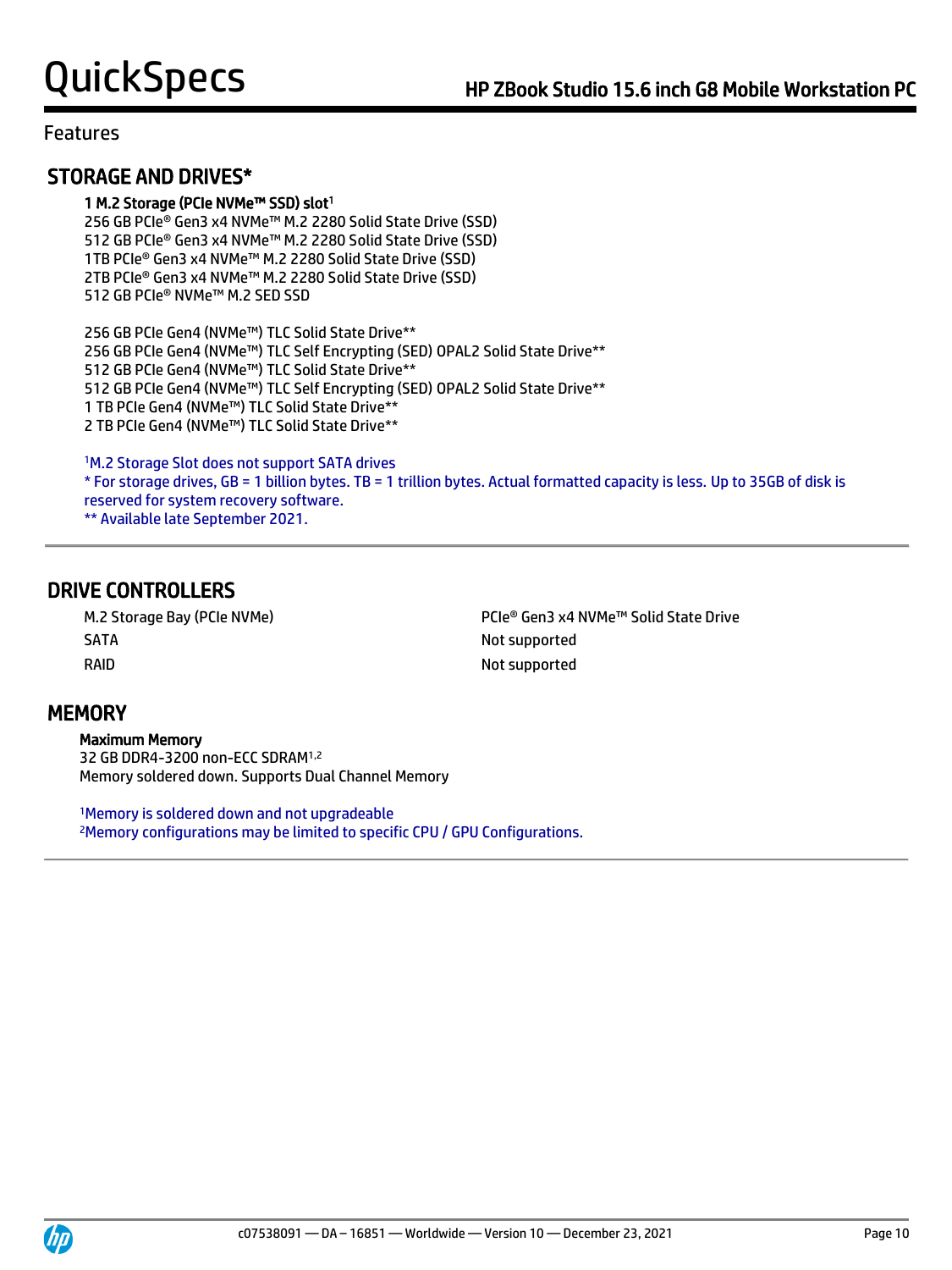Features

## STORAGE AND DRIVES*

**1 M.2 Storage (PCIe NVMe™ SSD) slot[1]**

256 GB PCIe® Gen3 x4 NVMe™ M.2 2280 Solid State Drive (SSD)
512 GB PCIe® Gen3 x4 NVMe™ M.2 2280 Solid State Drive (SSD)
1TB PCIe® Gen3 x4 NVMe™ M.2 2280 Solid State Drive (SSD)
2TB PCIe® Gen3 x4 NVMe™ M.2 2280 Solid State Drive (SSD)
512 GB PCIe® NVMe™ M.2 SED SSD

256 GB PCIe Gen4 (NVMe™) TLC Solid State Drive**
256 GB PCIe Gen4 (NVMe™) TLC Self Encrypting (SED) OPAL2 Solid State Drive**
512 GB PCIe Gen4 (NVMe™) TLC Solid State Drive**
512 GB PCIe Gen4 (NVMe™) TLC Self Encrypting (SED) OPAL2 Solid State Drive**
1 TB PCIe Gen4 (NVMe™) TLC Solid State Drive**
2 TB PCIe Gen4 (NVMe™) TLC Solid State Drive**

[1]M.2 Storage Slot does not support SATA drives
* For storage drives, GB = 1 billion bytes. TB = 1 trillion bytes. Actual formatted capacity is less. Up to 35GB of disk is reserved for system recovery software.
** Available late September 2021.

## DRIVE CONTROLLERS

| | |
|---|---|
| M.2 Storage Bay (PCIe NVMe) | PCIe® Gen3 x4 NVMe™ Solid State Drive |
| SATA | Not supported |
| RAID | Not supported |

## MEMORY

**Maximum Memory**
32 GB DDR4-3200 non-ECC SDRAM[1,2]
Memory soldered down. Supports Dual Channel Memory

[1]Memory is soldered down and not upgradeable
[2]Memory configurations may be limited to specific CPU / GPU Configurations.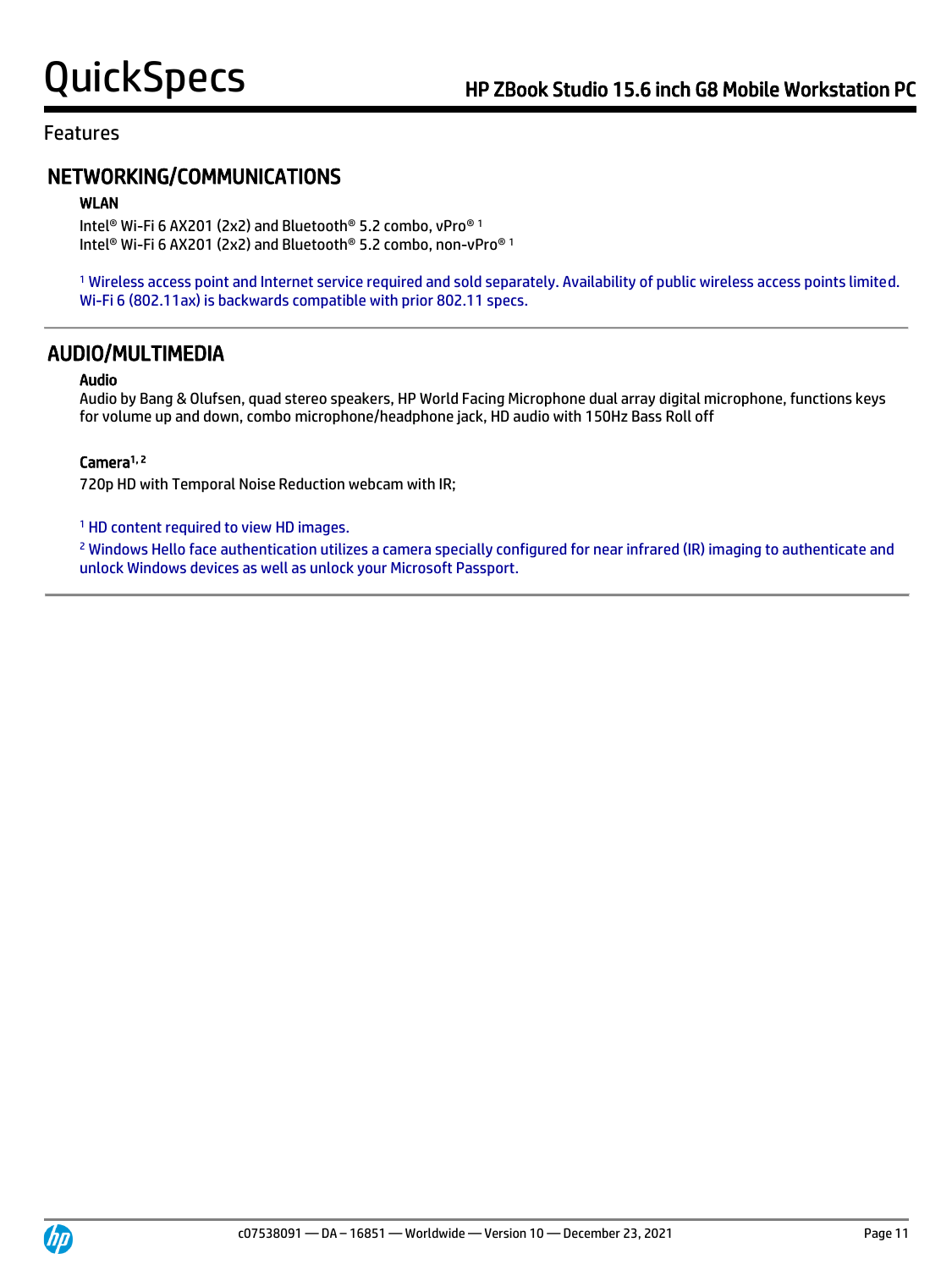Features

## NETWORKING/COMMUNICATIONS

### WLAN

Intel® Wi-Fi 6 AX201 (2x2) and Bluetooth® 5.2 combo, vPro® [1]
Intel® Wi-Fi 6 AX201 (2x2) and Bluetooth® 5.2 combo, non-vPro® [1]

[1] Wireless access point and Internet service required and sold separately. Availability of public wireless access points limited. Wi-Fi 6 (802.11ax) is backwards compatible with prior 802.11 specs.

---

## AUDIO/MULTIMEDIA

### Audio

Audio by Bang & Olufsen, quad stereo speakers, HP World Facing Microphone dual array digital microphone, functions keys for volume up and down, combo microphone/headphone jack, HD audio with 150Hz Bass Roll off

### Camera[1, 2]

720p HD with Temporal Noise Reduction webcam with IR;

[1] HD content required to view HD images.

[2] Windows Hello face authentication utilizes a camera specially configured for near infrared (IR) imaging to authenticate and unlock Windows devices as well as unlock your Microsoft Passport.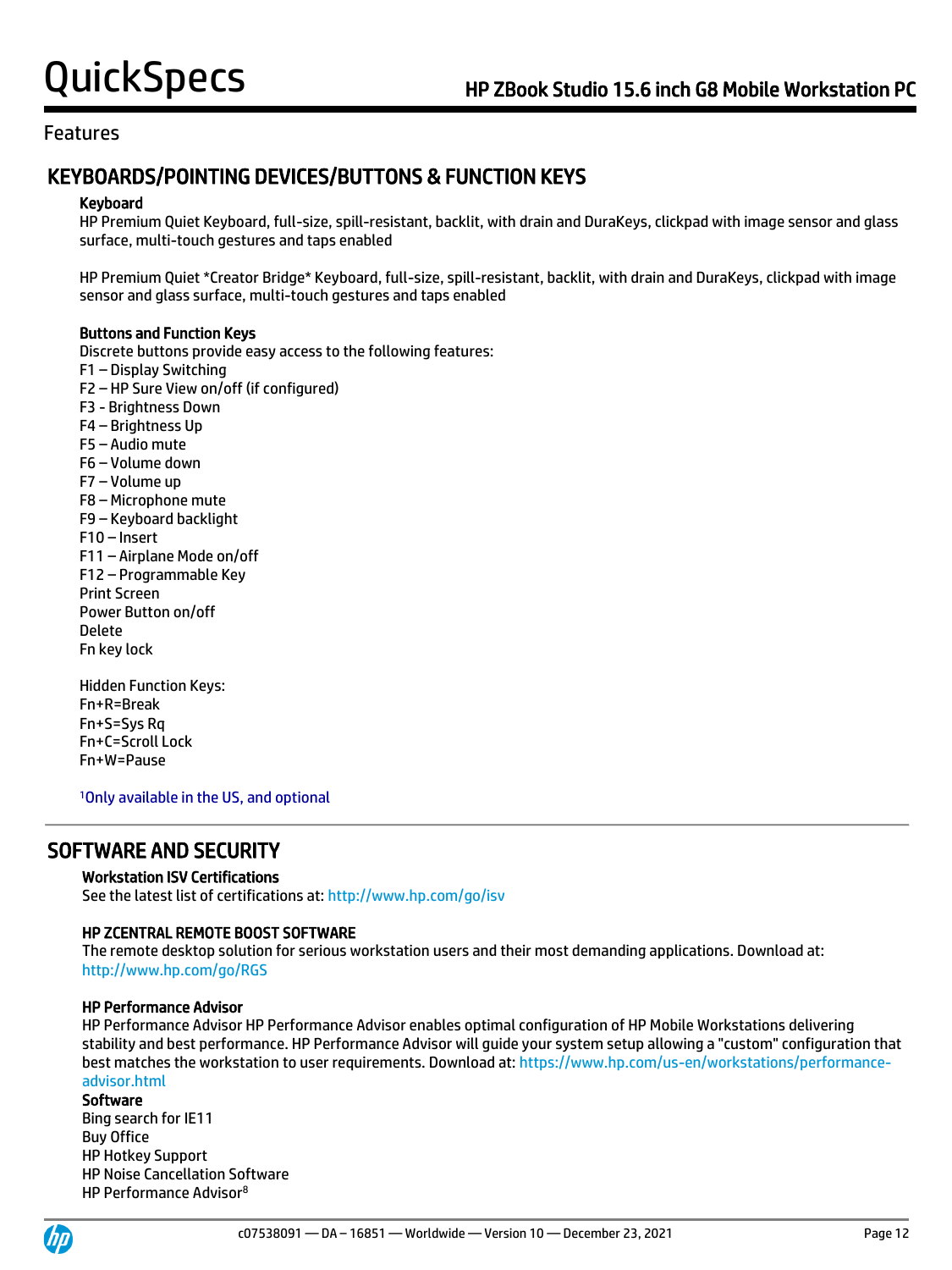## Features

## KEYBOARDS/POINTING DEVICES/BUTTONS & FUNCTION KEYS

**Keyboard**

HP Premium Quiet Keyboard, full-size, spill-resistant, backlit, with drain and DuraKeys, clickpad with image sensor and glass surface, multi-touch gestures and taps enabled

HP Premium Quiet *Creator Bridge* Keyboard, full-size, spill-resistant, backlit, with drain and DuraKeys, clickpad with image sensor and glass surface, multi-touch gestures and taps enabled

**Buttons and Function Keys**

Discrete buttons provide easy access to the following features:
F1 – Display Switching
F2 – HP Sure View on/off (if configured)
F3 - Brightness Down
F4 – Brightness Up
F5 – Audio mute
F6 – Volume down
F7 – Volume up
F8 – Microphone mute
F9 – Keyboard backlight
F10 – Insert
F11 – Airplane Mode on/off
F12 – Programmable Key
Print Screen
Power Button on/off
Delete
Fn key lock

Hidden Function Keys:
Fn+R=Break
Fn+S=Sys Rq
Fn+C=Scroll Lock
Fn+W=Pause

[1]Only available in the US, and optional

## SOFTWARE AND SECURITY

**Workstation ISV Certifications**

See the latest list of certifications at: http://www.hp.com/go/isv

**HP ZCENTRAL REMOTE BOOST SOFTWARE**

The remote desktop solution for serious workstation users and their most demanding applications. Download at: http://www.hp.com/go/RGS

**HP Performance Advisor**

HP Performance Advisor HP Performance Advisor enables optimal configuration of HP Mobile Workstations delivering stability and best performance. HP Performance Advisor will guide your system setup allowing a "custom" configuration that best matches the workstation to user requirements. Download at: https://www.hp.com/us-en/workstations/performance-advisor.html

**Software**

Bing search for IE11
Buy Office
HP Hotkey Support
HP Noise Cancellation Software
HP Performance Advisor[8]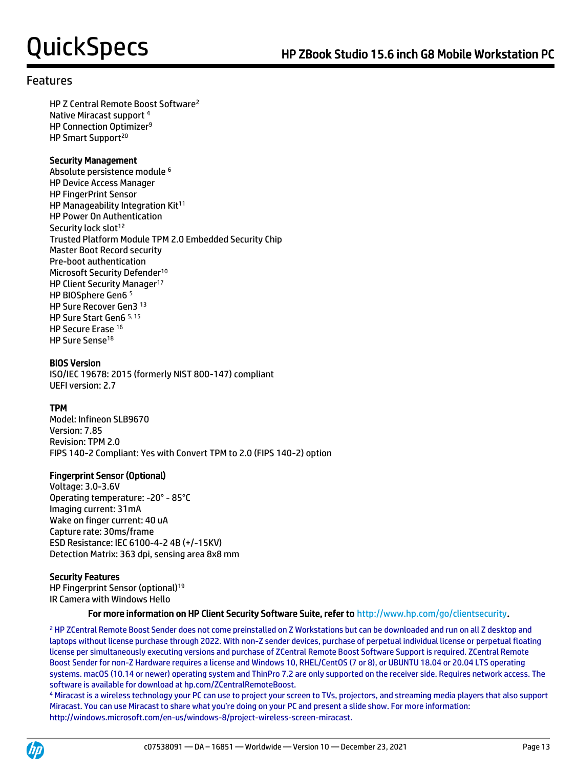## Features

HP Z Central Remote Boost Software[2]
Native Miracast support [4]
HP Connection Optimizer[9]
HP Smart Support[20]

**Security Management**
Absolute persistence module [6]
HP Device Access Manager
HP FingerPrint Sensor
HP Manageability Integration Kit[11]
HP Power On Authentication
Security lock slot[12]
Trusted Platform Module TPM 2.0 Embedded Security Chip
Master Boot Record security
Pre-boot authentication
Microsoft Security Defender[10]
HP Client Security Manager[17]
HP BIOSphere Gen6 [5]
HP Sure Recover Gen3 [13]
HP Sure Start Gen6 [5, 15]
HP Secure Erase [16]
HP Sure Sense[18]

**BIOS Version**
ISO/IEC 19678: 2015 (formerly NIST 800-147) compliant
UEFI version: 2.7

**TPM**
Model: Infineon SLB9670
Version: 7.85
Revision: TPM 2.0
FIPS 140-2 Compliant: Yes with Convert TPM to 2.0 (FIPS 140-2) option

**Fingerprint Sensor (Optional)**
Voltage: 3.0-3.6V
Operating temperature: -20° - 85°C
Imaging current: 31mA
Wake on finger current: 40 uA
Capture rate: 30ms/frame
ESD Resistance: IEC 6100-4-2 4B (+/-15KV)
Detection Matrix: 363 dpi, sensing area 8x8 mm

**Security Features**
HP Fingerprint Sensor (optional)[19]
IR Camera with Windows Hello

**For more information on HP Client Security Software Suite, refer to http://www.hp.com/go/clientsecurity.**

[2] HP ZCentral Remote Boost Sender does not come preinstalled on Z Workstations but can be downloaded and run on all Z desktop and laptops without license purchase through 2022. With non-Z sender devices, purchase of perpetual individual license or perpetual floating license per simultaneously executing versions and purchase of ZCentral Remote Boost Software Support is required. ZCentral Remote Boost Sender for non-Z Hardware requires a license and Windows 10, RHEL/CentOS (7 or 8), or UBUNTU 18.04 or 20.04 LTS operating systems. macOS (10.14 or newer) operating system and ThinPro 7.2 are only supported on the receiver side. Requires network access. The software is available for download at hp.com/ZCentralRemoteBoost.

[4] Miracast is a wireless technology your PC can use to project your screen to TVs, projectors, and streaming media players that also support Miracast. You can use Miracast to share what you're doing on your PC and present a slide show. For more information: http://windows.microsoft.com/en-us/windows-8/project-wireless-screen-miracast.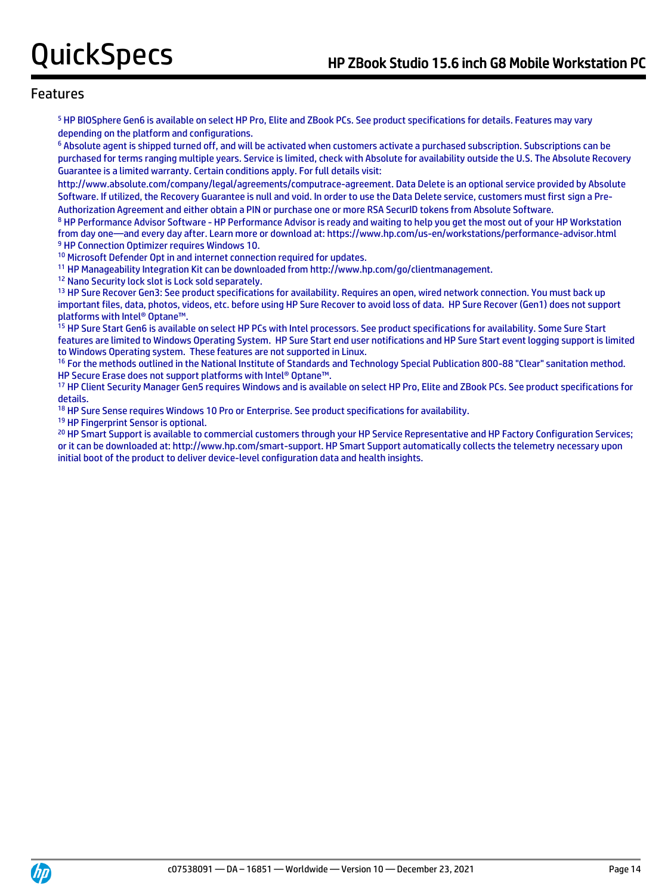## Features

[5] HP BIOSphere Gen6 is available on select HP Pro, Elite and ZBook PCs. See product specifications for details. Features may vary depending on the platform and configurations.

[6] Absolute agent is shipped turned off, and will be activated when customers activate a purchased subscription. Subscriptions can be purchased for terms ranging multiple years. Service is limited, check with Absolute for availability outside the U.S. The Absolute Recovery Guarantee is a limited warranty. Certain conditions apply. For full details visit: http://www.absolute.com/company/legal/agreements/computrace-agreement. Data Delete is an optional service provided by Absolute Software. If utilized, the Recovery Guarantee is null and void. In order to use the Data Delete service, customers must first sign a Pre-Authorization Agreement and either obtain a PIN or purchase one or more RSA SecurID tokens from Absolute Software.

[8] HP Performance Advisor Software - HP Performance Advisor is ready and waiting to help you get the most out of your HP Workstation from day one—and every day after. Learn more or download at: https://www.hp.com/us-en/workstations/performance-advisor.html

[9] HP Connection Optimizer requires Windows 10.

[10] Microsoft Defender Opt in and internet connection required for updates.

[11] HP Manageability Integration Kit can be downloaded from http://www.hp.com/go/clientmanagement.

[12] Nano Security lock slot is Lock sold separately.

[13] HP Sure Recover Gen3: See product specifications for availability. Requires an open, wired network connection. You must back up important files, data, photos, videos, etc. before using HP Sure Recover to avoid loss of data. HP Sure Recover (Gen1) does not support platforms with Intel® Optane™.

[15] HP Sure Start Gen6 is available on select HP PCs with Intel processors. See product specifications for availability. Some Sure Start features are limited to Windows Operating System. HP Sure Start end user notifications and HP Sure Start event logging support is limited to Windows Operating system. These features are not supported in Linux.

[16] For the methods outlined in the National Institute of Standards and Technology Special Publication 800-88 "Clear" sanitation method. HP Secure Erase does not support platforms with Intel® Optane™.

[17] HP Client Security Manager Gen5 requires Windows and is available on select HP Pro, Elite and ZBook PCs. See product specifications for details.

[18] HP Sure Sense requires Windows 10 Pro or Enterprise. See product specifications for availability.

[19] HP Fingerprint Sensor is optional.

[20] HP Smart Support is available to commercial customers through your HP Service Representative and HP Factory Configuration Services; or it can be downloaded at: http://www.hp.com/smart-support. HP Smart Support automatically collects the telemetry necessary upon initial boot of the product to deliver device-level configuration data and health insights.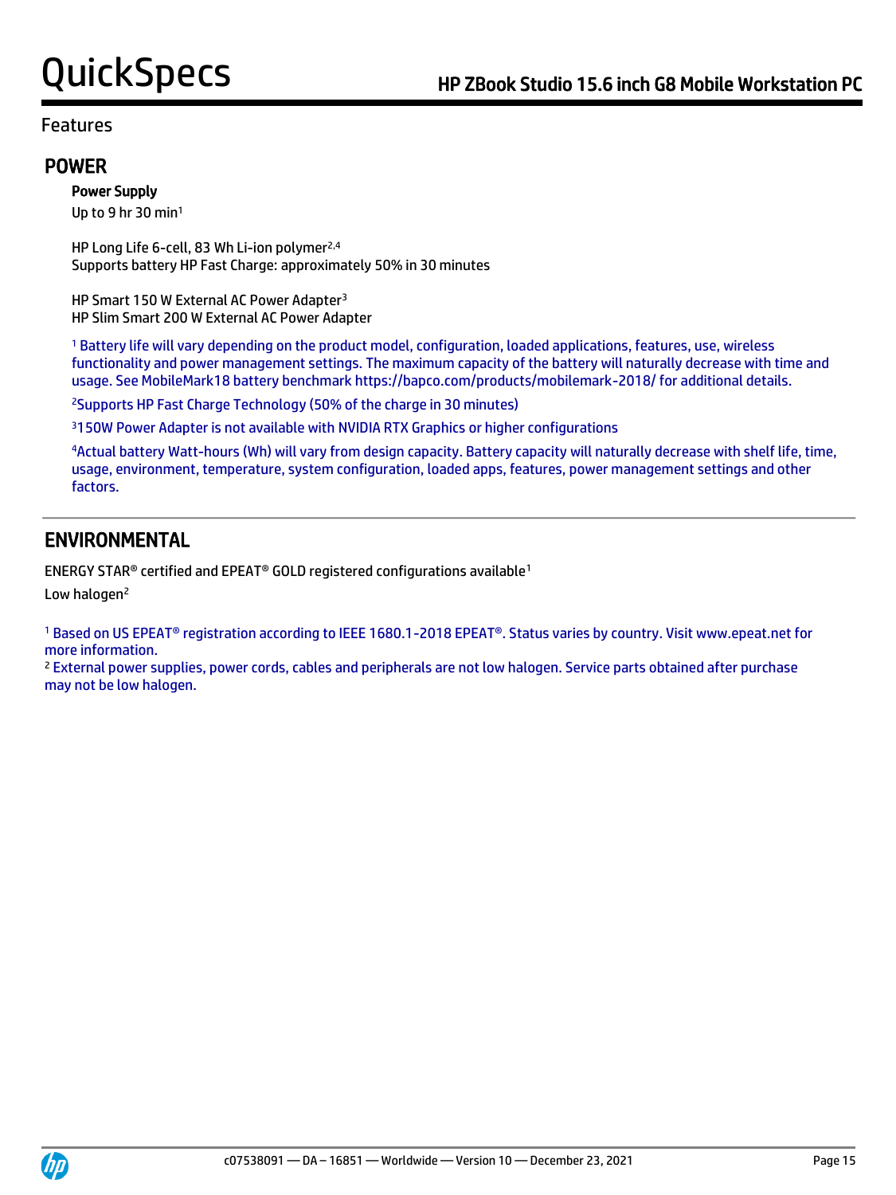Features

## POWER

**Power Supply**

Up to 9 hr 30 min[1]

HP Long Life 6-cell, 83 Wh Li-ion polymer[2,4]
Supports battery HP Fast Charge: approximately 50% in 30 minutes

HP Smart 150 W External AC Power Adapter[3]
HP Slim Smart 200 W External AC Power Adapter

[1] Battery life will vary depending on the product model, configuration, loaded applications, features, use, wireless functionality and power management settings. The maximum capacity of the battery will naturally decrease with time and usage. See MobileMark18 battery benchmark https://bapco.com/products/mobilemark-2018/ for additional details.

[2]Supports HP Fast Charge Technology (50% of the charge in 30 minutes)

[3]150W Power Adapter is not available with NVIDIA RTX Graphics or higher configurations

[4]Actual battery Watt-hours (Wh) will vary from design capacity. Battery capacity will naturally decrease with shelf life, time, usage, environment, temperature, system configuration, loaded apps, features, power management settings and other factors.

## ENVIRONMENTAL

ENERGY STAR® certified and EPEAT® GOLD registered configurations available[1]

Low halogen[2]

[1] Based on US EPEAT® registration according to IEEE 1680.1-2018 EPEAT®. Status varies by country. Visit www.epeat.net for more information.
[2] External power supplies, power cords, cables and peripherals are not low halogen. Service parts obtained after purchase may not be low halogen.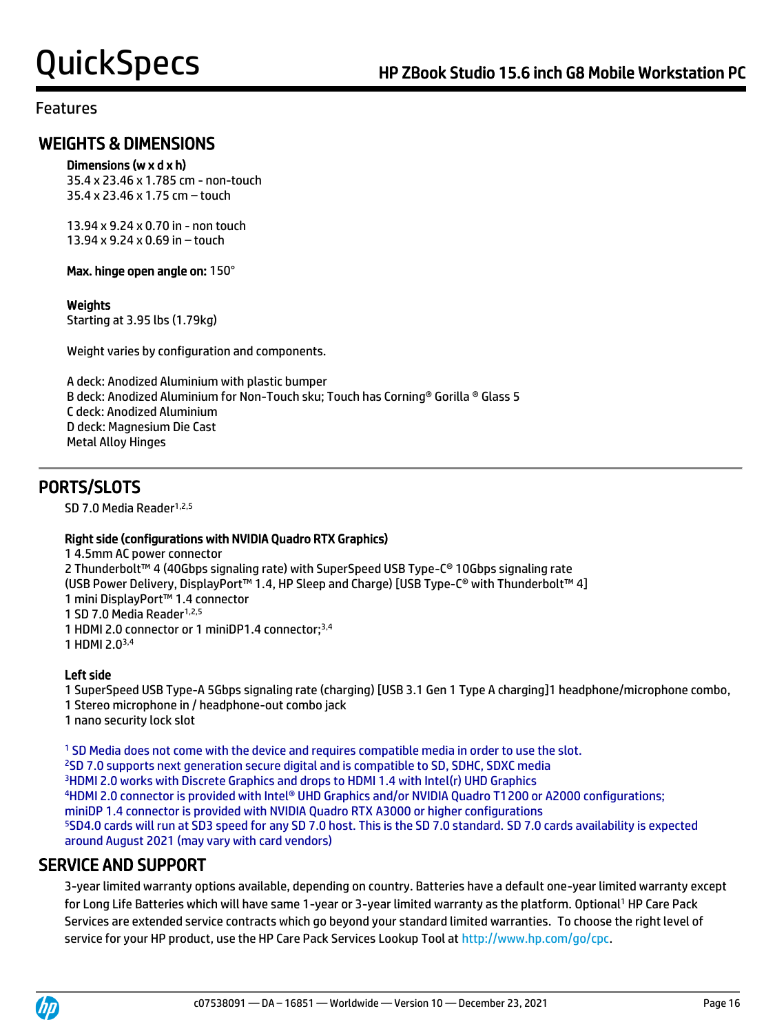## Features

## WEIGHTS & DIMENSIONS

**Dimensions (w x d x h)**
35.4 x 23.46 x 1.785 cm - non-touch
35.4 x 23.46 x 1.75 cm – touch

13.94 x 9.24 x 0.70 in - non touch
13.94 x 9.24 x 0.69 in – touch

**Max. hinge open angle on:** 150°

**Weights**
Starting at 3.95 lbs (1.79kg)

Weight varies by configuration and components.

A deck: Anodized Aluminium with plastic bumper
B deck: Anodized Aluminium for Non-Touch sku; Touch has Corning® Gorilla ® Glass 5
C deck: Anodized Aluminium
D deck: Magnesium Die Cast
Metal Alloy Hinges

## PORTS/SLOTS

SD 7.0 Media Reader[1,2,5]

**Right side (configurations with NVIDIA Quadro RTX Graphics)**
1 4.5mm AC power connector
2 Thunderbolt™ 4 (40Gbps signaling rate) with SuperSpeed USB Type-C® 10Gbps signaling rate (USB Power Delivery, DisplayPort™ 1.4, HP Sleep and Charge) [USB Type-C® with Thunderbolt™ 4]
1 mini DisplayPort™ 1.4 connector
1 SD 7.0 Media Reader[1,2,5]
1 HDMI 2.0 connector or 1 miniDP1.4 connector;[3,4]
1 HDMI 2.0[3,4]

**Left side**
1 SuperSpeed USB Type-A 5Gbps signaling rate (charging) [USB 3.1 Gen 1 Type A charging]1 headphone/microphone combo,
1 Stereo microphone in / headphone-out combo jack
1 nano security lock slot

[1] SD Media does not come with the device and requires compatible media in order to use the slot.
[2] SD 7.0 supports next generation secure digital and is compatible to SD, SDHC, SDXC media
[3] HDMI 2.0 works with Discrete Graphics and drops to HDMI 1.4 with Intel(r) UHD Graphics
[4] HDMI 2.0 connector is provided with Intel® UHD Graphics and/or NVIDIA Quadro T1200 or A2000 configurations; miniDP 1.4 connector is provided with NVIDIA Quadro RTX A3000 or higher configurations
[5] SD4.0 cards will run at SD3 speed for any SD 7.0 host. This is the SD 7.0 standard. SD 7.0 cards availability is expected around August 2021 (may vary with card vendors)

## SERVICE AND SUPPORT

3-year limited warranty options available, depending on country. Batteries have a default one-year limited warranty except for Long Life Batteries which will have same 1-year or 3-year limited warranty as the platform. Optional[1] HP Care Pack Services are extended service contracts which go beyond your standard limited warranties. To choose the right level of service for your HP product, use the HP Care Pack Services Lookup Tool at http://www.hp.com/go/cpc.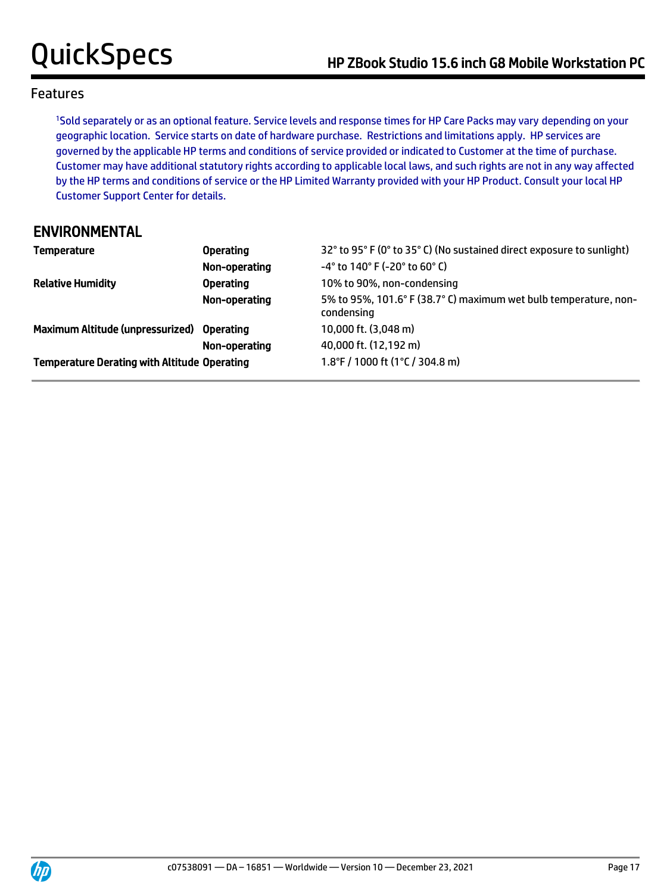## Features

[1]Sold separately or as an optional feature. Service levels and response times for HP Care Packs may vary depending on your geographic location. Service starts on date of hardware purchase. Restrictions and limitations apply. HP services are governed by the applicable HP terms and conditions of service provided or indicated to Customer at the time of purchase. Customer may have additional statutory rights according to applicable local laws, and such rights are not in any way affected by the HP terms and conditions of service or the HP Limited Warranty provided with your HP Product. Consult your local HP Customer Support Center for details.

## ENVIRONMENTAL

| | | |
|---|---|---|
| **Temperature** | **Operating** | 32° to 95° F (0° to 35° C) (No sustained direct exposure to sunlight) |
| | **Non-operating** | -4° to 140° F (-20° to 60° C) |
| **Relative Humidity** | **Operating** | 10% to 90%, non-condensing |
| | **Non-operating** | 5% to 95%, 101.6° F (38.7° C) maximum wet bulb temperature, non-condensing |
| **Maximum Altitude (unpressurized)** | **Operating** | 10,000 ft. (3,048 m) |
| | **Non-operating** | 40,000 ft. (12,192 m) |
| **Temperature Derating with Altitude** | **Operating** | 1.8°F / 1000 ft (1°C / 304.8 m) |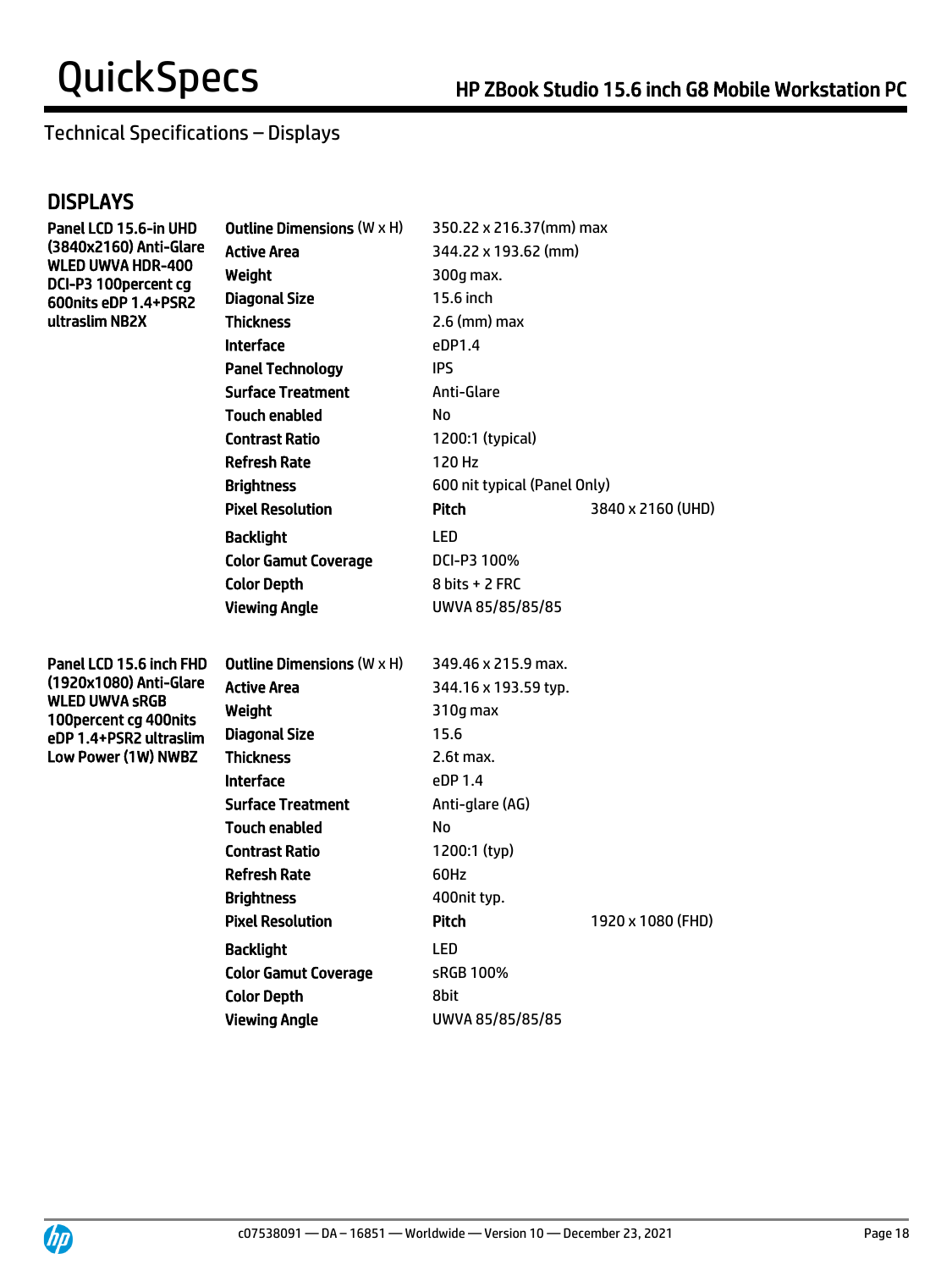## Technical Specifications – Displays

### DISPLAYS

| Panel | Specification | Value | |
|---|---|---|---|
| **Panel LCD 15.6-in UHD (3840x2160) Anti-Glare WLED UWVA HDR-400 DCI-P3 100percent cg 600nits eDP 1.4+PSR2 ultraslim NB2X** | **Outline Dimensions** (W x H) | 350.22 x 216.37(mm) max | |
| | **Active Area** | 344.22 x 193.62 (mm) | |
| | **Weight** | 300g max. | |
| | **Diagonal Size** | 15.6 inch | |
| | **Thickness** | 2.6 (mm) max | |
| | **Interface** | eDP1.4 | |
| | **Panel Technology** | IPS | |
| | **Surface Treatment** | Anti-Glare | |
| | **Touch enabled** | No | |
| | **Contrast Ratio** | 1200:1 (typical) | |
| | **Refresh Rate** | 120 Hz | |
| | **Brightness** | 600 nit typical (Panel Only) | |
| | **Pixel Resolution** | **Pitch** | 3840 x 2160 (UHD) |
| | **Backlight** | LED | |
| | **Color Gamut Coverage** | DCI-P3 100% | |
| | **Color Depth** | 8 bits + 2 FRC | |
| | **Viewing Angle** | UWVA 85/85/85/85 | |
| **Panel LCD 15.6 inch FHD (1920x1080) Anti-Glare WLED UWVA sRGB 100percent cg 400nits eDP 1.4+PSR2 ultraslim Low Power (1W) NWBZ** | **Outline Dimensions** (W x H) | 349.46 x 215.9 max. | |
| | **Active Area** | 344.16 x 193.59 typ. | |
| | **Weight** | 310g max | |
| | **Diagonal Size** | 15.6 | |
| | **Thickness** | 2.6t max. | |
| | **Interface** | eDP 1.4 | |
| | **Surface Treatment** | Anti-glare (AG) | |
| | **Touch enabled** | No | |
| | **Contrast Ratio** | 1200:1 (typ) | |
| | **Refresh Rate** | 60Hz | |
| | **Brightness** | 400nit typ. | |
| | **Pixel Resolution** | **Pitch** | 1920 x 1080 (FHD) |
| | **Backlight** | LED | |
| | **Color Gamut Coverage** | sRGB 100% | |
| | **Color Depth** | 8bit | |
| | **Viewing Angle** | UWVA 85/85/85/85 | |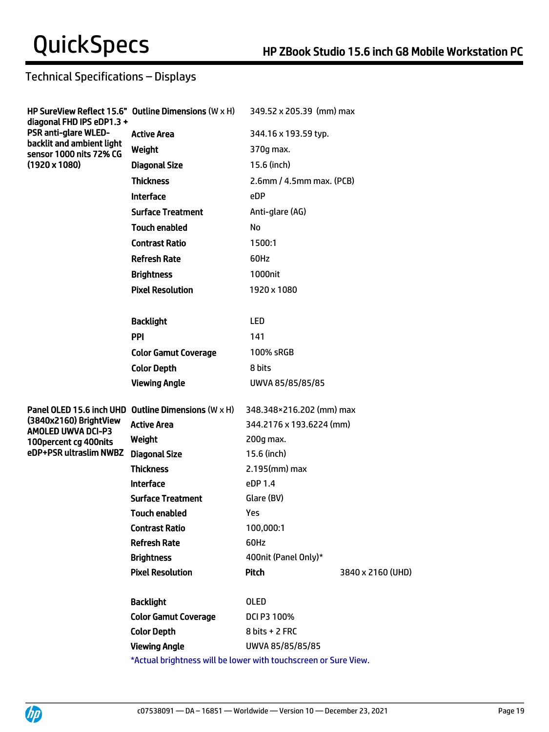## Technical Specifications – Displays

| | | | |
|---|---|---|---|
| **HP SureView Reflect 15.6" diagonal FHD IPS eDP1.3 + PSR anti-glare WLED-backlit and ambient light sensor 1000 nits 72% CG (1920 x 1080)** | **Outline Dimensions** (W x H) | 349.52 x 205.39 (mm) max | |
| | **Active Area** | 344.16 x 193.59 typ. | |
| | **Weight** | 370g max. | |
| | **Diagonal Size** | 15.6 (inch) | |
| | **Thickness** | 2.6mm / 4.5mm max. (PCB) | |
| | **Interface** | eDP | |
| | **Surface Treatment** | Anti-glare (AG) | |
| | **Touch enabled** | No | |
| | **Contrast Ratio** | 1500:1 | |
| | **Refresh Rate** | 60Hz | |
| | **Brightness** | 1000nit | |
| | **Pixel Resolution** | 1920 x 1080 | |
| | **Backlight** | LED | |
| | **PPI** | 141 | |
| | **Color Gamut Coverage** | 100% sRGB | |
| | **Color Depth** | 8 bits | |
| | **Viewing Angle** | UWVA 85/85/85/85 | |
| **Panel OLED 15.6 inch UHD (3840x2160) BrightView AMOLED UWVA DCI-P3 100percent cg 400nits eDP+PSR ultraslim NWBZ** | **Outline Dimensions** (W x H) | 348.348×216.202 (mm) max | |
| | **Active Area** | 344.2176 x 193.6224 (mm) | |
| | **Weight** | 200g max. | |
| | **Diagonal Size** | 15.6 (inch) | |
| | **Thickness** | 2.195(mm) max | |
| | **Interface** | eDP 1.4 | |
| | **Surface Treatment** | Glare (BV) | |
| | **Touch enabled** | Yes | |
| | **Contrast Ratio** | 100,000:1 | |
| | **Refresh Rate** | 60Hz | |
| | **Brightness** | 400nit (Panel Only)* | |
| | **Pixel Resolution** | **Pitch** | 3840 x 2160 (UHD) |
| | **Backlight** | OLED | |
| | **Color Gamut Coverage** | DCI P3 100% | |
| | **Color Depth** | 8 bits + 2 FRC | |
| | **Viewing Angle** | UWVA 85/85/85/85 | |

*Actual brightness will be lower with touchscreen or Sure View.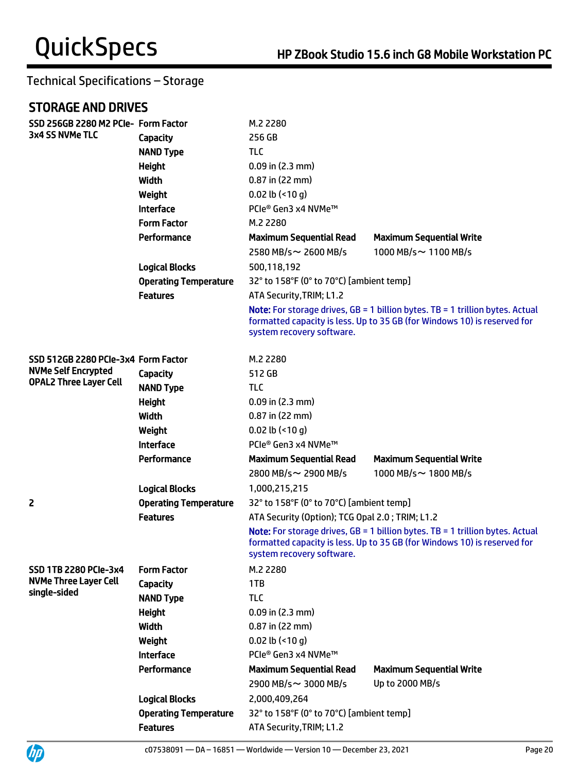## Technical Specifications – Storage

### STORAGE AND DRIVES

| | | | |
|---|---|---|---|
| **SSD 256GB 2280 M2 PCIe-3x4 SS NVMe TLC** | **Form Factor** | M.2 2280 | |
| | **Capacity** | 256 GB | |
| | **NAND Type** | TLC | |
| | **Height** | 0.09 in (2.3 mm) | |
| | **Width** | 0.87 in (22 mm) | |
| | **Weight** | 0.02 lb (<10 g) | |
| | **Interface** | PCIe® Gen3 x4 NVMe™ | |
| | **Form Factor** | M.2 2280 | |
| | **Performance** | **Maximum Sequential Read** | **Maximum Sequential Write** |
| | | 2580 MB/s～ 2600 MB/s | 1000 MB/s～ 1100 MB/s |
| | **Logical Blocks** | 500,118,192 | |
| | **Operating Temperature** | 32° to 158°F (0° to 70°C) [ambient temp] | |
| | **Features** | ATA Security,TRIM; L1.2 | |
| | | **Note:** For storage drives, GB = 1 billion bytes. TB = 1 trillion bytes. Actual formatted capacity is less. Up to 35 GB (for Windows 10) is reserved for system recovery software. | |
| **SSD 512GB 2280 PCIe-3x4 NVMe Self Encrypted OPAL2 Three Layer Cell** | **Form Factor** | M.2 2280 | |
| | **Capacity** | 512 GB | |
| | **NAND Type** | TLC | |
| | **Height** | 0.09 in (2.3 mm) | |
| | **Width** | 0.87 in (22 mm) | |
| | **Weight** | 0.02 lb (<10 g) | |
| | **Interface** | PCIe® Gen3 x4 NVMe™ | |
| | **Performance** | **Maximum Sequential Read** | **Maximum Sequential Write** |
| | | 2800 MB/s～ 2900 MB/s | 1000 MB/s～ 1800 MB/s |
| | **Logical Blocks** | 1,000,215,215 | |
| 2 | **Operating Temperature** | 32° to 158°F (0° to 70°C) [ambient temp] | |
| | **Features** | ATA Security (Option); TCG Opal 2.0 ; TRIM; L1.2 | |
| | | **Note:** For storage drives, GB = 1 billion bytes. TB = 1 trillion bytes. Actual formatted capacity is less. Up to 35 GB (for Windows 10) is reserved for system recovery software. | |
| **SSD 1TB 2280 PCIe-3x4 NVMe Three Layer Cell single-sided** | **Form Factor** | M.2 2280 | |
| | **Capacity** | 1TB | |
| | **NAND Type** | TLC | |
| | **Height** | 0.09 in (2.3 mm) | |
| | **Width** | 0.87 in (22 mm) | |
| | **Weight** | 0.02 lb (<10 g) | |
| | **Interface** | PCIe® Gen3 x4 NVMe™ | |
| | **Performance** | **Maximum Sequential Read** | **Maximum Sequential Write** |
| | | 2900 MB/s～ 3000 MB/s | Up to 2000 MB/s |
| | **Logical Blocks** | 2,000,409,264 | |
| | **Operating Temperature** | 32° to 158°F (0° to 70°C) [ambient temp] | |
| | **Features** | ATA Security,TRIM; L1.2 | |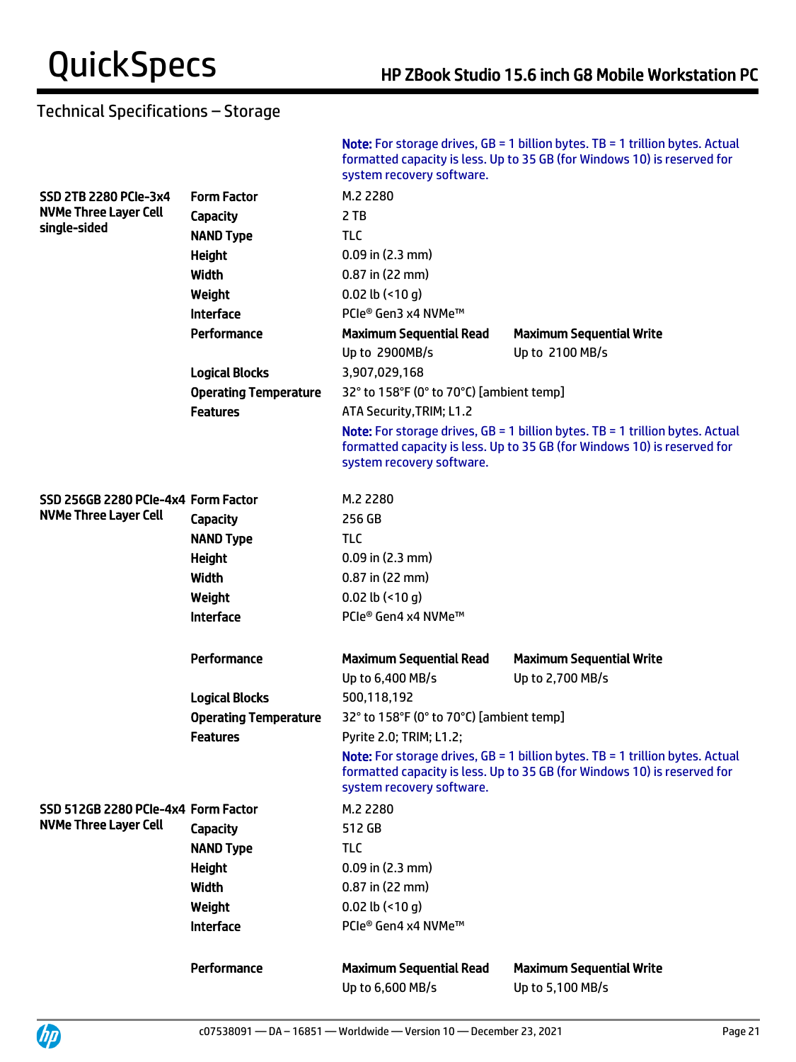## Technical Specifications – Storage

**Note:** For storage drives, GB = 1 billion bytes. TB = 1 trillion bytes. Actual formatted capacity is less. Up to 35 GB (for Windows 10) is reserved for system recovery software.

| | | | |
|---|---|---|---|
| **SSD 2TB 2280 PCIe-3x4 NVMe Three Layer Cell single-sided** | **Form Factor** | M.2 2280 | |
| | **Capacity** | 2 TB | |
| | **NAND Type** | TLC | |
| | **Height** | 0.09 in (2.3 mm) | |
| | **Width** | 0.87 in (22 mm) | |
| | **Weight** | 0.02 lb (<10 g) | |
| | **Interface** | PCIe® Gen3 x4 NVMe™ | |
| | **Performance** | **Maximum Sequential Read** | **Maximum Sequential Write** |
| | | Up to 2900MB/s | Up to 2100 MB/s |
| | **Logical Blocks** | 3,907,029,168 | |
| | **Operating Temperature** | 32° to 158°F (0° to 70°C) [ambient temp] | |
| | **Features** | ATA Security,TRIM; L1.2 | |
| | | **Note:** For storage drives, GB = 1 billion bytes. TB = 1 trillion bytes. Actual formatted capacity is less. Up to 35 GB (for Windows 10) is reserved for system recovery software. | |
| **SSD 256GB 2280 PCIe-4x4 NVMe Three Layer Cell** | **Form Factor** | M.2 2280 | |
| | **Capacity** | 256 GB | |
| | **NAND Type** | TLC | |
| | **Height** | 0.09 in (2.3 mm) | |
| | **Width** | 0.87 in (22 mm) | |
| | **Weight** | 0.02 lb (<10 g) | |
| | **Interface** | PCIe® Gen4 x4 NVMe™ | |
| | **Performance** | **Maximum Sequential Read** | **Maximum Sequential Write** |
| | | Up to 6,400 MB/s | Up to 2,700 MB/s |
| | **Logical Blocks** | 500,118,192 | |
| | **Operating Temperature** | 32° to 158°F (0° to 70°C) [ambient temp] | |
| | **Features** | Pyrite 2.0; TRIM; L1.2; | |
| | | **Note:** For storage drives, GB = 1 billion bytes. TB = 1 trillion bytes. Actual formatted capacity is less. Up to 35 GB (for Windows 10) is reserved for system recovery software. | |
| **SSD 512GB 2280 PCIe-4x4 NVMe Three Layer Cell** | **Form Factor** | M.2 2280 | |
| | **Capacity** | 512 GB | |
| | **NAND Type** | TLC | |
| | **Height** | 0.09 in (2.3 mm) | |
| | **Width** | 0.87 in (22 mm) | |
| | **Weight** | 0.02 lb (<10 g) | |
| | **Interface** | PCIe® Gen4 x4 NVMe™ | |
| | **Performance** | **Maximum Sequential Read** | **Maximum Sequential Write** |
| | | Up to 6,600 MB/s | Up to 5,100 MB/s |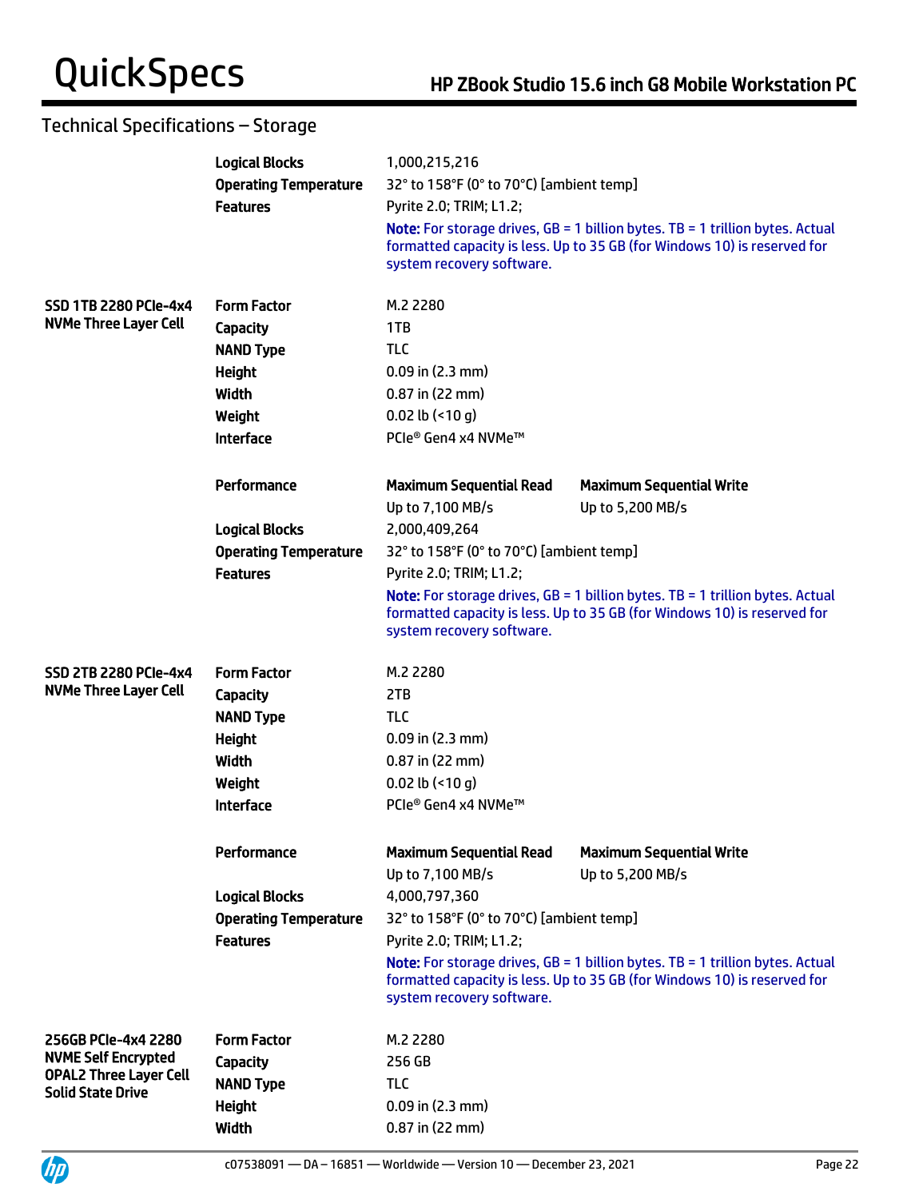## Technical Specifications – Storage

| | | | |
|---|---|---|---|
| | **Logical Blocks** | 1,000,215,216 | |
| | **Operating Temperature** | 32° to 158°F (0° to 70°C) [ambient temp] | |
| | **Features** | Pyrite 2.0; TRIM; L1.2; | |
| | | **Note:** For storage drives, GB = 1 billion bytes. TB = 1 trillion bytes. Actual formatted capacity is less. Up to 35 GB (for Windows 10) is reserved for system recovery software. | |
| **SSD 1TB 2280 PCIe-4x4 NVMe Three Layer Cell** | **Form Factor** | M.2 2280 | |
| | **Capacity** | 1TB | |
| | **NAND Type** | TLC | |
| | **Height** | 0.09 in (2.3 mm) | |
| | **Width** | 0.87 in (22 mm) | |
| | **Weight** | 0.02 lb (<10 g) | |
| | **Interface** | PCIe® Gen4 x4 NVMe™ | |
| | **Performance** | **Maximum Sequential Read** | **Maximum Sequential Write** |
| | | Up to 7,100 MB/s | Up to 5,200 MB/s |
| | **Logical Blocks** | 2,000,409,264 | |
| | **Operating Temperature** | 32° to 158°F (0° to 70°C) [ambient temp] | |
| | **Features** | Pyrite 2.0; TRIM; L1.2; | |
| | | **Note:** For storage drives, GB = 1 billion bytes. TB = 1 trillion bytes. Actual formatted capacity is less. Up to 35 GB (for Windows 10) is reserved for system recovery software. | |
| **SSD 2TB 2280 PCIe-4x4 NVMe Three Layer Cell** | **Form Factor** | M.2 2280 | |
| | **Capacity** | 2TB | |
| | **NAND Type** | TLC | |
| | **Height** | 0.09 in (2.3 mm) | |
| | **Width** | 0.87 in (22 mm) | |
| | **Weight** | 0.02 lb (<10 g) | |
| | **Interface** | PCIe® Gen4 x4 NVMe™ | |
| | **Performance** | **Maximum Sequential Read** | **Maximum Sequential Write** |
| | | Up to 7,100 MB/s | Up to 5,200 MB/s |
| | **Logical Blocks** | 4,000,797,360 | |
| | **Operating Temperature** | 32° to 158°F (0° to 70°C) [ambient temp] | |
| | **Features** | Pyrite 2.0; TRIM; L1.2; | |
| | | **Note:** For storage drives, GB = 1 billion bytes. TB = 1 trillion bytes. Actual formatted capacity is less. Up to 35 GB (for Windows 10) is reserved for system recovery software. | |
| **256GB PCIe-4x4 2280 NVME Self Encrypted OPAL2 Three Layer Cell Solid State Drive** | **Form Factor** | M.2 2280 | |
| | **Capacity** | 256 GB | |
| | **NAND Type** | TLC | |
| | **Height** | 0.09 in (2.3 mm) | |
| | **Width** | 0.87 in (22 mm) | |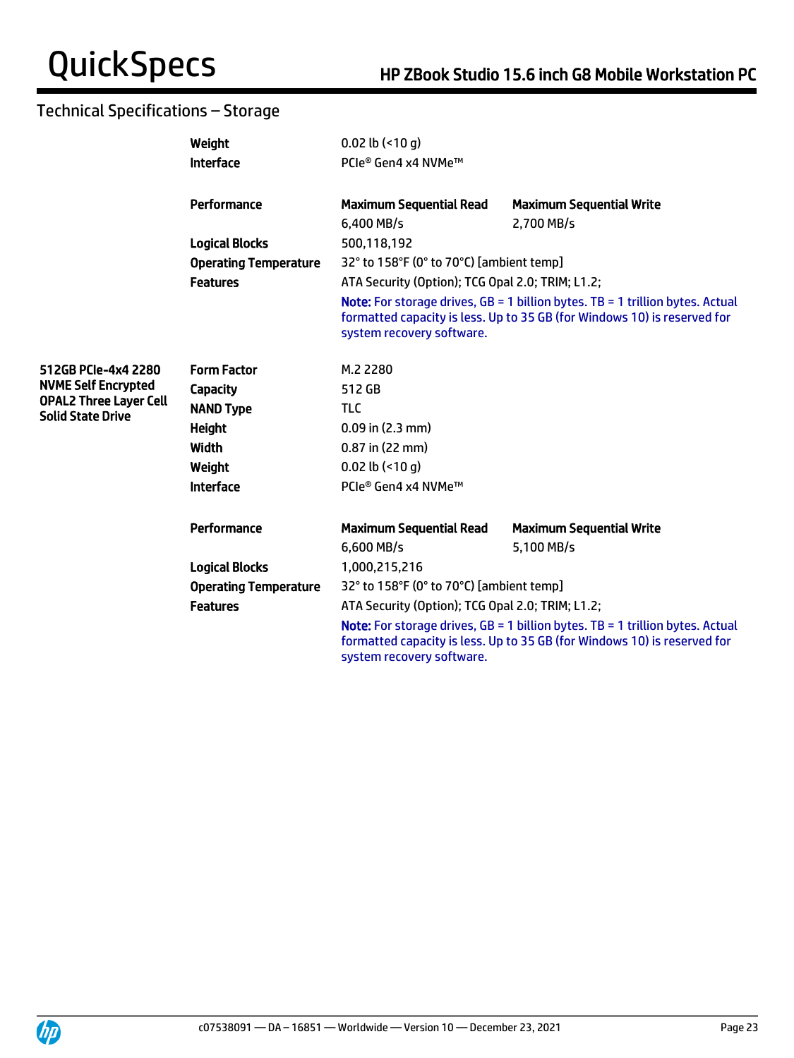## Technical Specifications – Storage

| | | | |
|---|---|---|---|
| | **Weight** | 0.02 lb (<10 g) | |
| | **Interface** | PCIe® Gen4 x4 NVMe™ | |
| | **Performance** | **Maximum Sequential Read** | **Maximum Sequential Write** |
| | | 6,400 MB/s | 2,700 MB/s |
| | **Logical Blocks** | 500,118,192 | |
| | **Operating Temperature** | 32° to 158°F (0° to 70°C) [ambient temp] | |
| | **Features** | ATA Security (Option); TCG Opal 2.0; TRIM; L1.2; | |
| | | **Note:** For storage drives, GB = 1 billion bytes. TB = 1 trillion bytes. Actual formatted capacity is less. Up to 35 GB (for Windows 10) is reserved for system recovery software. | |
| **512GB PCIe-4x4 2280 NVME Self Encrypted OPAL2 Three Layer Cell Solid State Drive** | **Form Factor** | M.2 2280 | |
| | **Capacity** | 512 GB | |
| | **NAND Type** | TLC | |
| | **Height** | 0.09 in (2.3 mm) | |
| | **Width** | 0.87 in (22 mm) | |
| | **Weight** | 0.02 lb (<10 g) | |
| | **Interface** | PCIe® Gen4 x4 NVMe™ | |
| | **Performance** | **Maximum Sequential Read** | **Maximum Sequential Write** |
| | | 6,600 MB/s | 5,100 MB/s |
| | **Logical Blocks** | 1,000,215,216 | |
| | **Operating Temperature** | 32° to 158°F (0° to 70°C) [ambient temp] | |
| | **Features** | ATA Security (Option); TCG Opal 2.0; TRIM; L1.2; | |
| | | **Note:** For storage drives, GB = 1 billion bytes. TB = 1 trillion bytes. Actual formatted capacity is less. Up to 35 GB (for Windows 10) is reserved for system recovery software. | |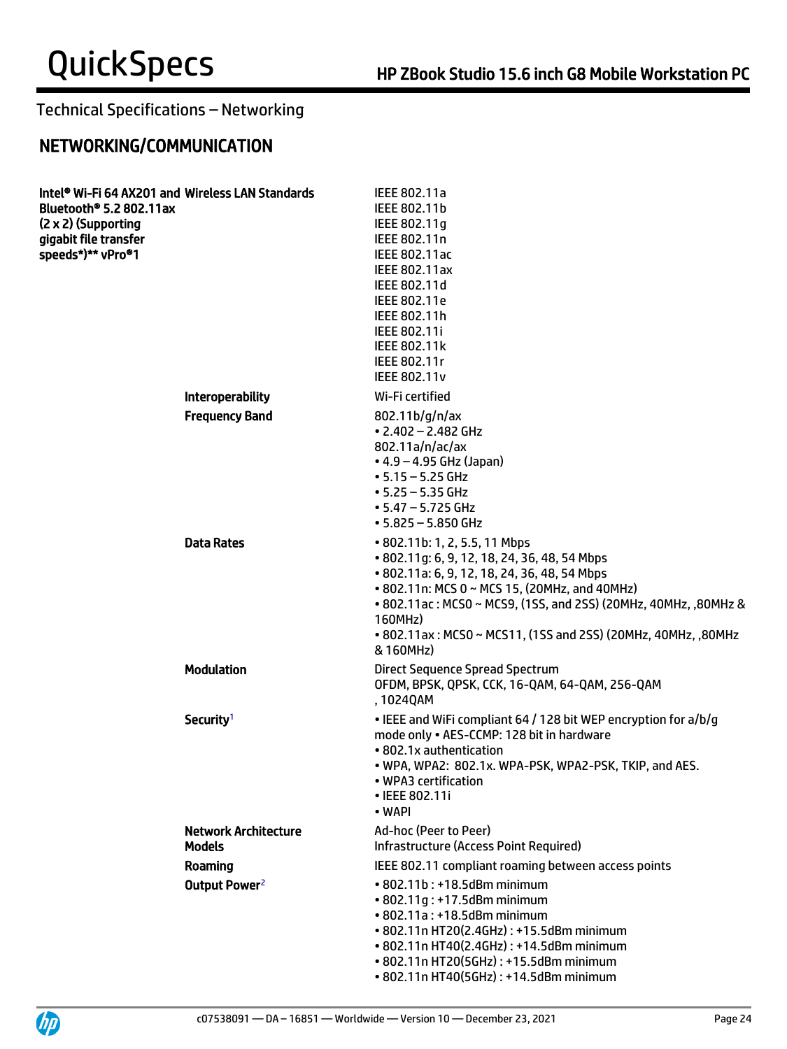## Technical Specifications – Networking

## NETWORKING/COMMUNICATION

| | | |
|---|---|---|
| **Intel® Wi-Fi 64 AX201 and Bluetooth® 5.2 802.11ax (2 x 2) (Supporting gigabit file transfer speeds*)** vPro®1** | **Wireless LAN Standards** | IEEE 802.11a<br>IEEE 802.11b<br>IEEE 802.11g<br>IEEE 802.11n<br>IEEE 802.11ac<br>IEEE 802.11ax<br>IEEE 802.11d<br>IEEE 802.11e<br>IEEE 802.11h<br>IEEE 802.11i<br>IEEE 802.11k<br>IEEE 802.11r<br>IEEE 802.11v |
| | **Interoperability** | Wi-Fi certified |
| | **Frequency Band** | 802.11b/g/n/ax<br>• 2.402 – 2.482 GHz<br>802.11a/n/ac/ax<br>• 4.9 – 4.95 GHz (Japan)<br>• 5.15 – 5.25 GHz<br>• 5.25 – 5.35 GHz<br>• 5.47 – 5.725 GHz<br>• 5.825 – 5.850 GHz |
| | **Data Rates** | • 802.11b: 1, 2, 5.5, 11 Mbps<br>• 802.11g: 6, 9, 12, 18, 24, 36, 48, 54 Mbps<br>• 802.11a: 6, 9, 12, 18, 24, 36, 48, 54 Mbps<br>• 802.11n: MCS 0 ~ MCS 15, (20MHz, and 40MHz)<br>• 802.11ac : MCS0 ~ MCS9, (1SS, and 2SS) (20MHz, 40MHz, ,80MHz & 160MHz)<br>• 802.11ax : MCS0 ~ MCS11, (1SS and 2SS) (20MHz, 40MHz, ,80MHz & 160MHz) |
| | **Modulation** | Direct Sequence Spread Spectrum<br>OFDM, BPSK, QPSK, CCK, 16-QAM, 64-QAM, 256-QAM , 1024QAM |
| | **Security**[1] | • IEEE and WiFi compliant 64 / 128 bit WEP encryption for a/b/g mode only • AES-CCMP: 128 bit in hardware<br>• 802.1x authentication<br>• WPA, WPA2: 802.1x. WPA-PSK, WPA2-PSK, TKIP, and AES.<br>• WPA3 certification<br>• IEEE 802.11i<br>• WAPI |
| | **Network Architecture Models** | Ad-hoc (Peer to Peer)<br>Infrastructure (Access Point Required) |
| | **Roaming** | IEEE 802.11 compliant roaming between access points |
| | **Output Power**[2] | • 802.11b : +18.5dBm minimum<br>• 802.11g : +17.5dBm minimum<br>• 802.11a : +18.5dBm minimum<br>• 802.11n HT20(2.4GHz) : +15.5dBm minimum<br>• 802.11n HT40(2.4GHz) : +14.5dBm minimum<br>• 802.11n HT20(5GHz) : +15.5dBm minimum<br>• 802.11n HT40(5GHz) : +14.5dBm minimum |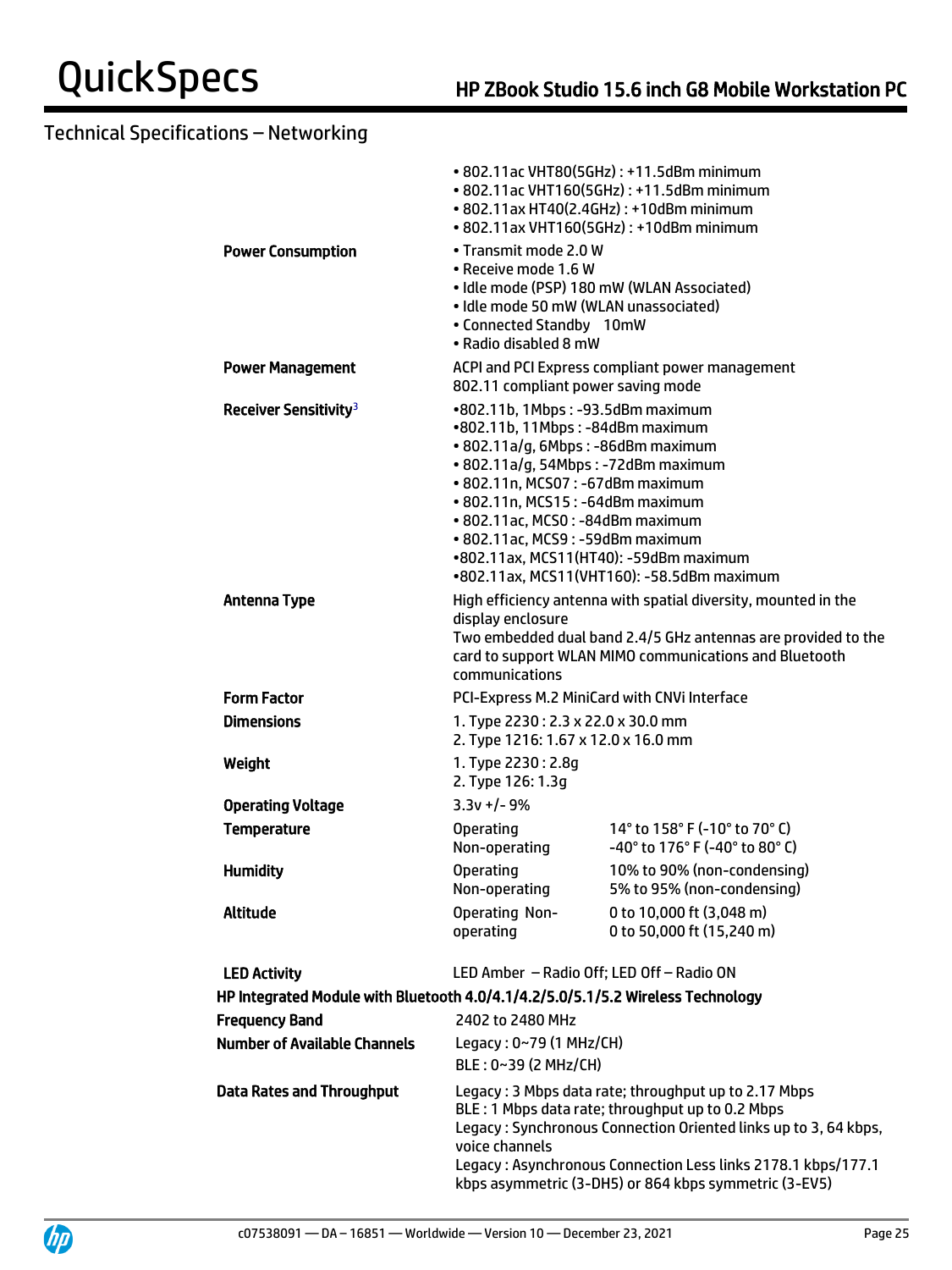## Technical Specifications – Networking

| | |
|---|---|
| | • 802.11ac VHT80(5GHz) : +11.5dBm minimum<br>• 802.11ac VHT160(5GHz) : +11.5dBm minimum<br>• 802.11ax HT40(2.4GHz) : +10dBm minimum<br>• 802.11ax VHT160(5GHz) : +10dBm minimum |
| **Power Consumption** | • Transmit mode 2.0 W<br>• Receive mode 1.6 W<br>• Idle mode (PSP) 180 mW (WLAN Associated)<br>• Idle mode 50 mW (WLAN unassociated)<br>• Connected Standby 10mW<br>• Radio disabled 8 mW |
| **Power Management** | ACPI and PCI Express compliant power management<br>802.11 compliant power saving mode |
| **Receiver Sensitivity**[3] | •802.11b, 1Mbps : -93.5dBm maximum<br>•802.11b, 11Mbps : -84dBm maximum<br>• 802.11a/g, 6Mbps : -86dBm maximum<br>• 802.11a/g, 54Mbps : -72dBm maximum<br>• 802.11n, MCS07 : -67dBm maximum<br>• 802.11n, MCS15 : -64dBm maximum<br>• 802.11ac, MCS0 : -84dBm maximum<br>• 802.11ac, MCS9 : -59dBm maximum<br>•802.11ax, MCS11(HT40): -59dBm maximum<br>•802.11ax, MCS11(VHT160): -58.5dBm maximum |
| **Antenna Type** | High efficiency antenna with spatial diversity, mounted in the display enclosure<br>Two embedded dual band 2.4/5 GHz antennas are provided to the card to support WLAN MIMO communications and Bluetooth communications |
| **Form Factor** | PCI-Express M.2 MiniCard with CNVi Interface |
| **Dimensions** | 1. Type 2230 : 2.3 x 22.0 x 30.0 mm<br>2. Type 1216: 1.67 x 12.0 x 16.0 mm |
| **Weight** | 1. Type 2230 : 2.8g<br>2. Type 126: 1.3g |
| **Operating Voltage** | 3.3v +/- 9% |

| | | |
|---|---|---|
| **Temperature** | Operating | 14° to 158° F (-10° to 70° C) |
| | Non-operating | -40° to 176° F (-40° to 80° C) |
| **Humidity** | Operating | 10% to 90% (non-condensing) |
| | Non-operating | 5% to 95% (non-condensing) |
| **Altitude** | Operating | 0 to 10,000 ft (3,048 m) |
| | Non-operating | 0 to 50,000 ft (15,240 m) |

**LED Activity** LED Amber – Radio Off; LED Off – Radio ON

### HP Integrated Module with Bluetooth 4.0/4.1/4.2/5.0/5.1/5.2 Wireless Technology

| | |
|---|---|
| **Frequency Band** | 2402 to 2480 MHz |
| **Number of Available Channels** | Legacy : 0~79 (1 MHz/CH)<br>BLE : 0~39 (2 MHz/CH) |
| **Data Rates and Throughput** | Legacy : 3 Mbps data rate; throughput up to 2.17 Mbps<br>BLE : 1 Mbps data rate; throughput up to 0.2 Mbps<br>Legacy : Synchronous Connection Oriented links up to 3, 64 kbps, voice channels<br>Legacy : Asynchronous Connection Less links 2178.1 kbps/177.1 kbps asymmetric (3-DH5) or 864 kbps symmetric (3-EV5) |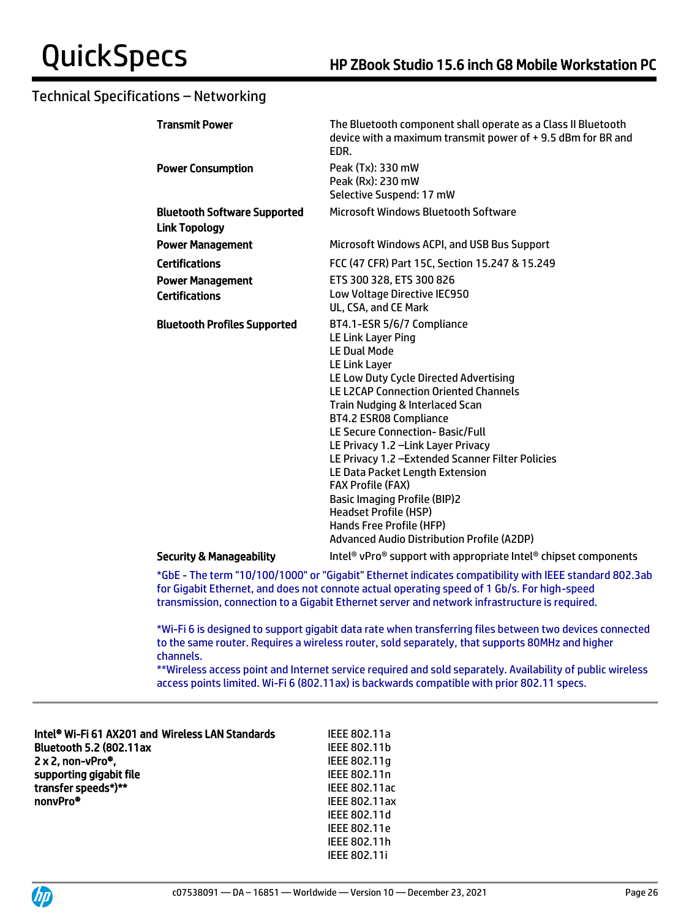## Technical Specifications – Networking

| | |
|---|---|
| **Transmit Power** | The Bluetooth component shall operate as a Class II Bluetooth device with a maximum transmit power of + 9.5 dBm for BR and EDR. |
| **Power Consumption** | Peak (Tx): 330 mW<br>Peak (Rx): 230 mW<br>Selective Suspend: 17 mW |
| **Bluetooth Software Supported** | Microsoft Windows Bluetooth Software |
| **Link Topology** | |
| **Power Management** | Microsoft Windows ACPI, and USB Bus Support |
| **Certifications** | FCC (47 CFR) Part 15C, Section 15.247 & 15.249 |
| **Power Management Certifications** | ETS 300 328, ETS 300 826<br>Low Voltage Directive IEC950<br>UL, CSA, and CE Mark |
| **Bluetooth Profiles Supported** | BT4.1-ESR 5/6/7 Compliance<br>LE Link Layer Ping<br>LE Dual Mode<br>LE Link Layer<br>LE Low Duty Cycle Directed Advertising<br>LE L2CAP Connection Oriented Channels<br>Train Nudging & Interlaced Scan<br>BT4.2 ESR08 Compliance<br>LE Secure Connection- Basic/Full<br>LE Privacy 1.2 –Link Layer Privacy<br>LE Privacy 1.2 –Extended Scanner Filter Policies<br>LE Data Packet Length Extension<br>FAX Profile (FAX)<br>Basic Imaging Profile (BIP)2<br>Headset Profile (HSP)<br>Hands Free Profile (HFP)<br>Advanced Audio Distribution Profile (A2DP) |
| **Security & Manageability** | Intel® vPro® support with appropriate Intel® chipset components |

*GbE - The term "10/100/1000" or "Gigabit" Ethernet indicates compatibility with IEEE standard 802.3ab for Gigabit Ethernet, and does not connote actual operating speed of 1 Gb/s. For high-speed transmission, connection to a Gigabit Ethernet server and network infrastructure is required.

*Wi-Fi 6 is designed to support gigabit data rate when transferring files between two devices connected to the same router. Requires a wireless router, sold separately, that supports 80MHz and higher channels.
**Wireless access point and Internet service required and sold separately. Availability of public wireless access points limited. Wi-Fi 6 (802.11ax) is backwards compatible with prior 802.11 specs.

---

| | | |
|---|---|---|
| **Intel® Wi-Fi 6 AX201 and Bluetooth 5.2 (802.11ax 2 x 2, non-vPro®, supporting gigabit file transfer speeds*)** nonvPro®** | **Wireless LAN Standards** | IEEE 802.11a<br>IEEE 802.11b<br>IEEE 802.11g<br>IEEE 802.11n<br>IEEE 802.11ac<br>IEEE 802.11ax<br>IEEE 802.11d<br>IEEE 802.11e<br>IEEE 802.11h<br>IEEE 802.11i |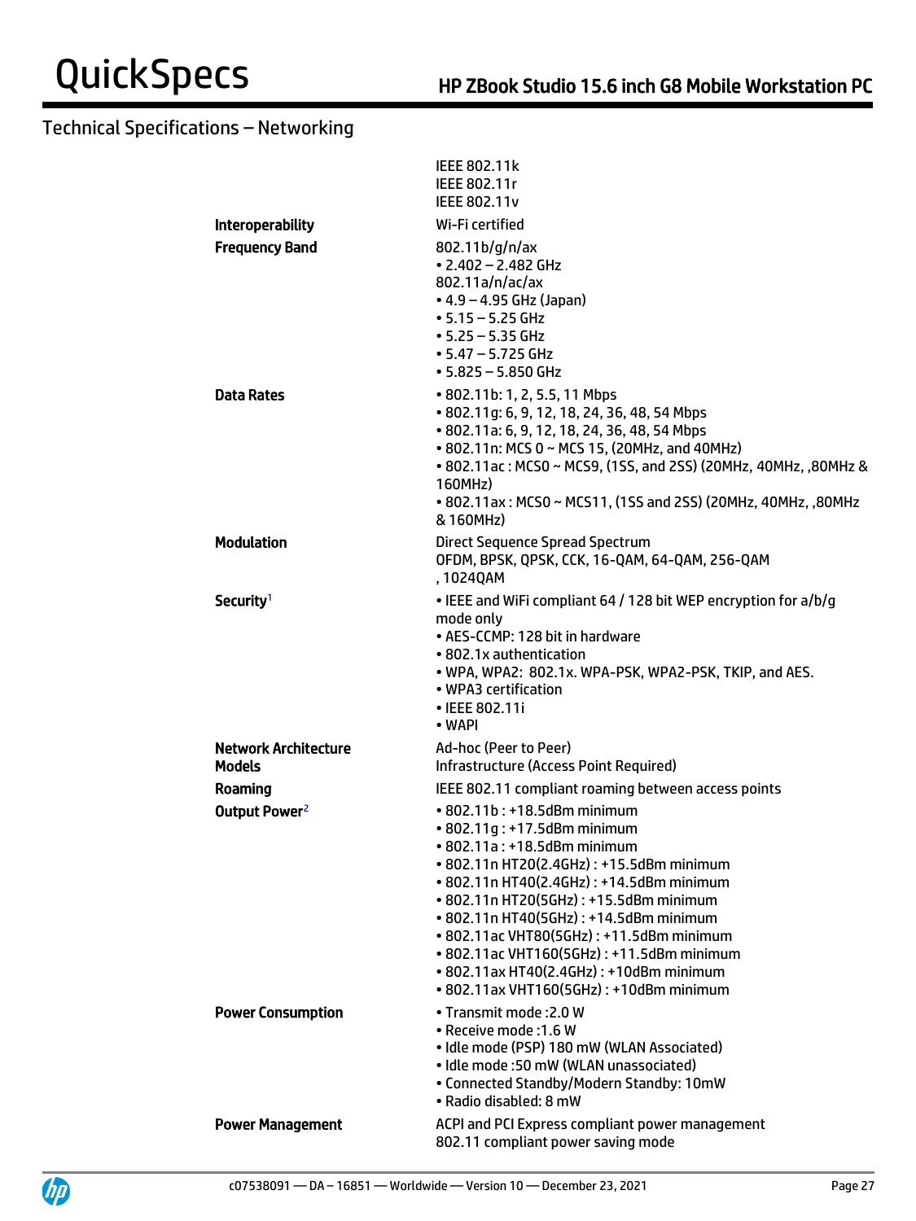## Technical Specifications – Networking

| | |
|---|---|
| | IEEE 802.11k<br>IEEE 802.11r<br>IEEE 802.11v |
| **Interoperability** | Wi-Fi certified |
| **Frequency Band** | 802.11b/g/n/ax<br>• 2.402 – 2.482 GHz<br>802.11a/n/ac/ax<br>• 4.9 – 4.95 GHz (Japan)<br>• 5.15 – 5.25 GHz<br>• 5.25 – 5.35 GHz<br>• 5.47 – 5.725 GHz<br>• 5.825 – 5.850 GHz |
| **Data Rates** | • 802.11b: 1, 2, 5.5, 11 Mbps<br>• 802.11g: 6, 9, 12, 18, 24, 36, 48, 54 Mbps<br>• 802.11a: 6, 9, 12, 18, 24, 36, 48, 54 Mbps<br>• 802.11n: MCS 0 ~ MCS 15, (20MHz, and 40MHz)<br>• 802.11ac : MCS0 ~ MCS9, (1SS, and 2SS) (20MHz, 40MHz, ,80MHz & 160MHz)<br>• 802.11ax : MCS0 ~ MCS11, (1SS and 2SS) (20MHz, 40MHz, ,80MHz & 160MHz) |
| **Modulation** | Direct Sequence Spread Spectrum<br>OFDM, BPSK, QPSK, CCK, 16-QAM, 64-QAM, 256-QAM , 1024QAM |
| **Security**[1] | • IEEE and WiFi compliant 64 / 128 bit WEP encryption for a/b/g mode only<br>• AES-CCMP: 128 bit in hardware<br>• 802.1x authentication<br>• WPA, WPA2: 802.1x. WPA-PSK, WPA2-PSK, TKIP, and AES.<br>• WPA3 certification<br>• IEEE 802.11i<br>• WAPI |
| **Network Architecture Models** | Ad-hoc (Peer to Peer)<br>Infrastructure (Access Point Required) |
| **Roaming** | IEEE 802.11 compliant roaming between access points |
| **Output Power**[2] | • 802.11b : +18.5dBm minimum<br>• 802.11g : +17.5dBm minimum<br>• 802.11a : +18.5dBm minimum<br>• 802.11n HT20(2.4GHz) : +15.5dBm minimum<br>• 802.11n HT40(2.4GHz) : +14.5dBm minimum<br>• 802.11n HT20(5GHz) : +15.5dBm minimum<br>• 802.11n HT40(5GHz) : +14.5dBm minimum<br>• 802.11ac VHT80(5GHz) : +11.5dBm minimum<br>• 802.11ac VHT160(5GHz) : +11.5dBm minimum<br>• 802.11ax HT40(2.4GHz) : +10dBm minimum<br>• 802.11ax VHT160(5GHz) : +10dBm minimum |
| **Power Consumption** | • Transmit mode :2.0 W<br>• Receive mode :1.6 W<br>• Idle mode (PSP) 180 mW (WLAN Associated)<br>• Idle mode :50 mW (WLAN unassociated)<br>• Connected Standby/Modern Standby: 10mW<br>• Radio disabled: 8 mW |
| **Power Management** | ACPI and PCI Express compliant power management<br>802.11 compliant power saving mode |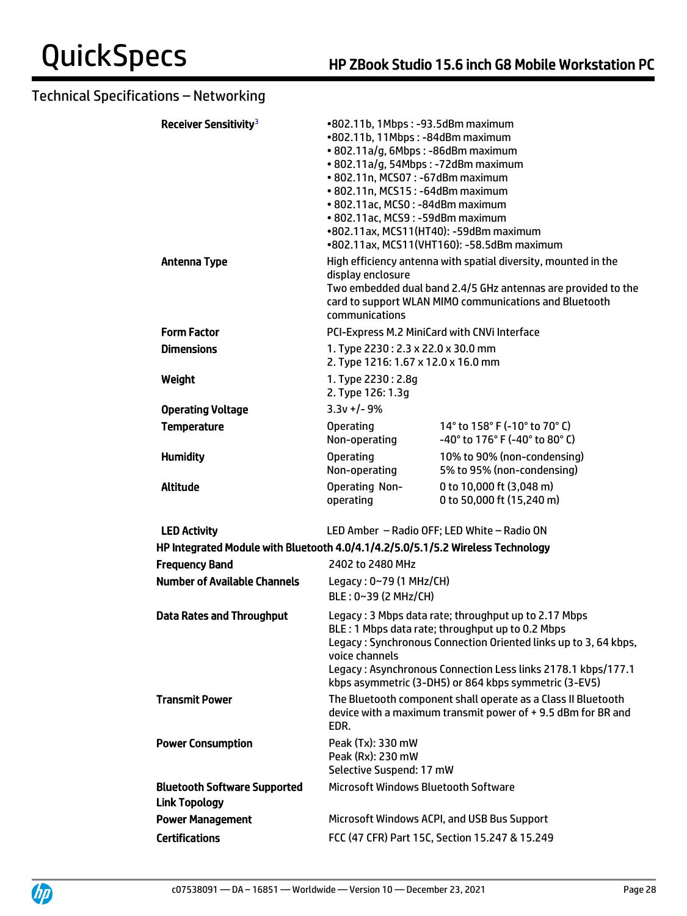## Technical Specifications – Networking

| | | |
|---|---|---|
| **Receiver Sensitivity**[3] | •802.11b, 1Mbps : -93.5dBm maximum<br>•802.11b, 11Mbps : -84dBm maximum<br>• 802.11a/g, 6Mbps : -86dBm maximum<br>• 802.11a/g, 54Mbps : -72dBm maximum<br>• 802.11n, MCS07 : -67dBm maximum<br>• 802.11n, MCS15 : -64dBm maximum<br>• 802.11ac, MCS0 : -84dBm maximum<br>• 802.11ac, MCS9 : -59dBm maximum<br>•802.11ax, MCS11(HT40): -59dBm maximum<br>•802.11ax, MCS11(VHT160): -58.5dBm maximum | |
| **Antenna Type** | High efficiency antenna with spatial diversity, mounted in the display enclosure<br>Two embedded dual band 2.4/5 GHz antennas are provided to the card to support WLAN MIMO communications and Bluetooth communications | |
| **Form Factor** | PCI-Express M.2 MiniCard with CNVi Interface | |
| **Dimensions** | 1. Type 2230 : 2.3 x 22.0 x 30.0 mm<br>2. Type 1216: 1.67 x 12.0 x 16.0 mm | |
| **Weight** | 1. Type 2230 : 2.8g<br>2. Type 126: 1.3g | |
| **Operating Voltage** | 3.3v +/- 9% | |
| **Temperature** | Operating<br>Non-operating | 14° to 158° F (-10° to 70° C)<br>-40° to 176° F (-40° to 80° C) |
| **Humidity** | Operating<br>Non-operating | 10% to 90% (non-condensing)<br>5% to 95% (non-condensing) |
| **Altitude** | Operating Non-operating | 0 to 10,000 ft (3,048 m)<br>0 to 50,000 ft (15,240 m) |
| **LED Activity** | LED Amber – Radio OFF; LED White – Radio ON | |

**HP Integrated Module with Bluetooth 4.0/4.1/4.2/5.0/5.1/5.2 Wireless Technology**

| | |
|---|---|
| **Frequency Band** | 2402 to 2480 MHz |
| **Number of Available Channels** | Legacy : 0~79 (1 MHz/CH)<br>BLE : 0~39 (2 MHz/CH) |
| **Data Rates and Throughput** | Legacy : 3 Mbps data rate; throughput up to 2.17 Mbps<br>BLE : 1 Mbps data rate; throughput up to 0.2 Mbps<br>Legacy : Synchronous Connection Oriented links up to 3, 64 kbps, voice channels<br>Legacy : Asynchronous Connection Less links 2178.1 kbps/177.1 kbps asymmetric (3-DH5) or 864 kbps symmetric (3-EV5) |
| **Transmit Power** | The Bluetooth component shall operate as a Class II Bluetooth device with a maximum transmit power of + 9.5 dBm for BR and EDR. |
| **Power Consumption** | Peak (Tx): 330 mW<br>Peak (Rx): 230 mW<br>Selective Suspend: 17 mW |
| **Bluetooth Software Supported** | Microsoft Windows Bluetooth Software |
| **Link Topology** | |
| **Power Management** | Microsoft Windows ACPI, and USB Bus Support |
| **Certifications** | FCC (47 CFR) Part 15C, Section 15.247 & 15.249 |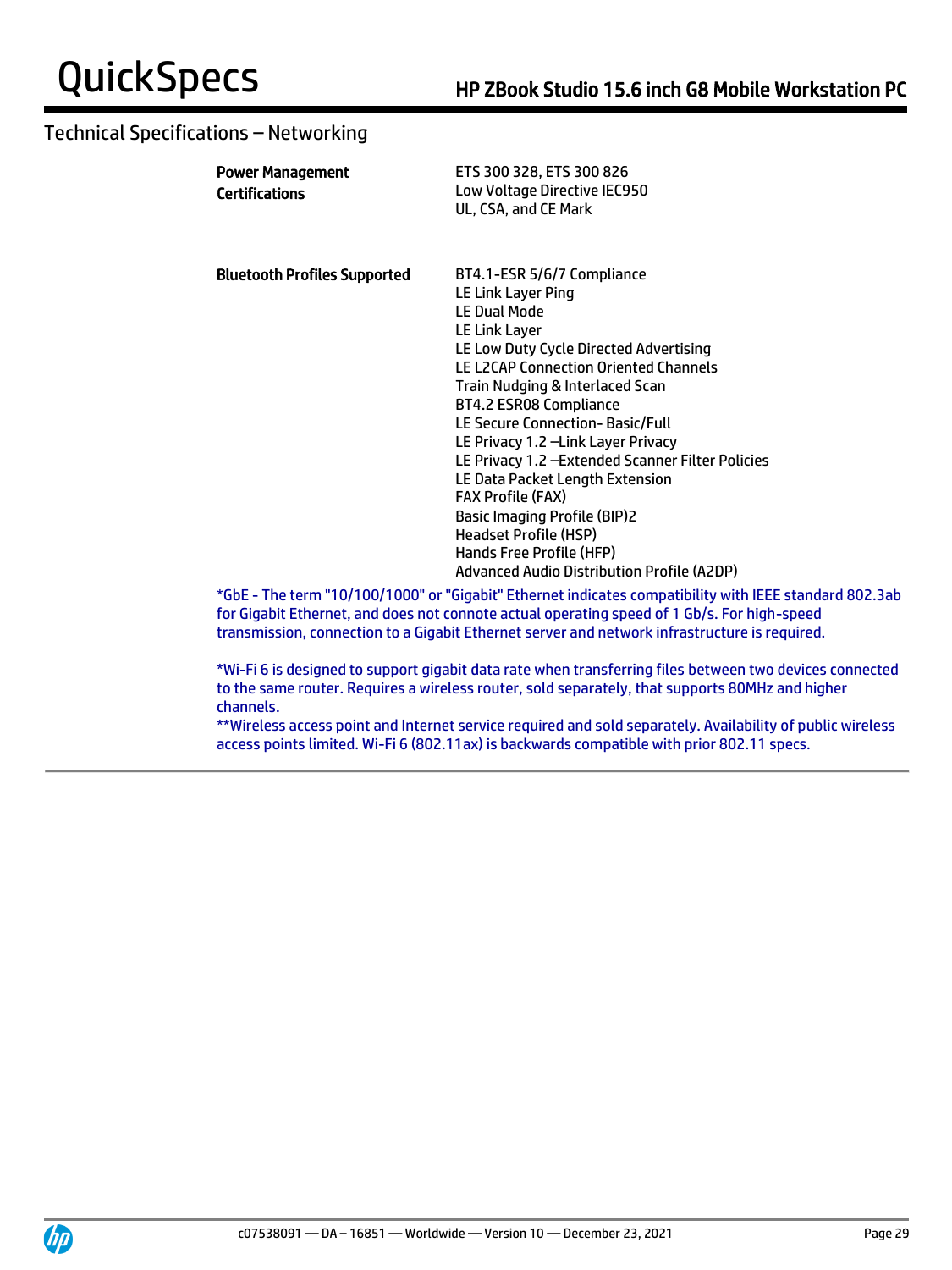## Technical Specifications – Networking

| | |
|---|---|
| **Power Management Certifications** | ETS 300 328, ETS 300 826<br>Low Voltage Directive IEC950<br>UL, CSA, and CE Mark |
| **Bluetooth Profiles Supported** | BT4.1-ESR 5/6/7 Compliance<br>LE Link Layer Ping<br>LE Dual Mode<br>LE Link Layer<br>LE Low Duty Cycle Directed Advertising<br>LE L2CAP Connection Oriented Channels<br>Train Nudging & Interlaced Scan<br>BT4.2 ESR08 Compliance<br>LE Secure Connection- Basic/Full<br>LE Privacy 1.2 –Link Layer Privacy<br>LE Privacy 1.2 –Extended Scanner Filter Policies<br>LE Data Packet Length Extension<br>FAX Profile (FAX)<br>Basic Imaging Profile (BIP)2<br>Headset Profile (HSP)<br>Hands Free Profile (HFP)<br>Advanced Audio Distribution Profile (A2DP) |

*GbE - The term "10/100/1000" or "Gigabit" Ethernet indicates compatibility with IEEE standard 802.3ab for Gigabit Ethernet, and does not connote actual operating speed of 1 Gb/s. For high-speed transmission, connection to a Gigabit Ethernet server and network infrastructure is required.

*Wi-Fi 6 is designed to support gigabit data rate when transferring files between two devices connected to the same router. Requires a wireless router, sold separately, that supports 80MHz and higher channels.
**Wireless access point and Internet service required and sold separately. Availability of public wireless access points limited. Wi-Fi 6 (802.11ax) is backwards compatible with prior 802.11 specs.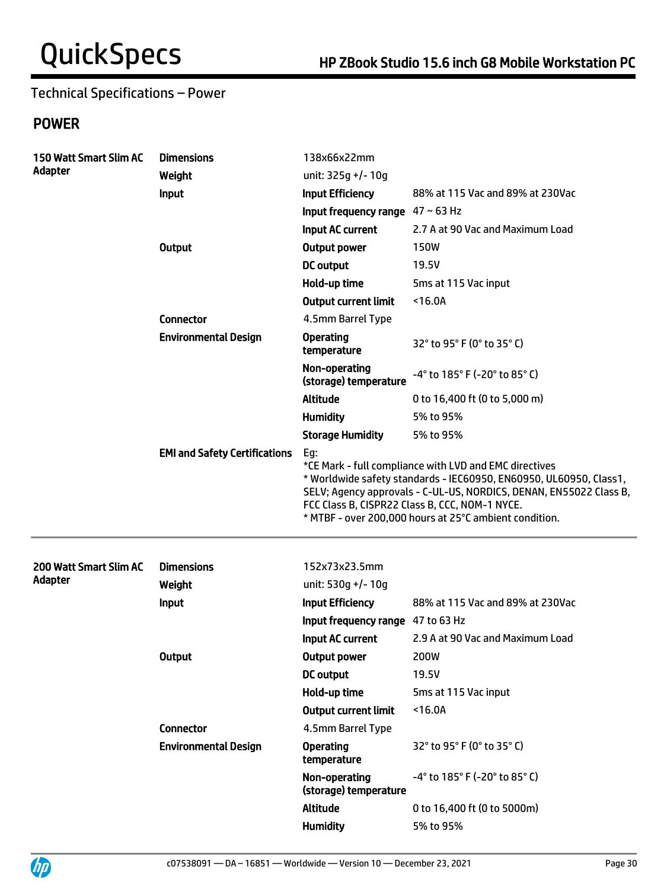Technical Specifications – Power

## POWER

| | | | |
|---|---|---|---|
| **150 Watt Smart Slim AC Adapter** | **Dimensions** | 138x66x22mm | |
| | **Weight** | unit: 325g +/- 10g | |
| | **Input** | **Input Efficiency** | 88% at 115 Vac and 89% at 230Vac |
| | | **Input frequency range** | 47 ~ 63 Hz |
| | | **Input AC current** | 2.7 A at 90 Vac and Maximum Load |
| | **Output** | **Output power** | 150W |
| | | **DC output** | 19.5V |
| | | **Hold-up time** | 5ms at 115 Vac input |
| | | **Output current limit** | <16.0A |
| | **Connector** | 4.5mm Barrel Type | |
| | **Environmental Design** | **Operating temperature** | 32° to 95° F (0° to 35° C) |
| | | **Non-operating (storage) temperature** | -4° to 185° F (-20° to 85° C) |
| | | **Altitude** | 0 to 16,400 ft (0 to 5,000 m) |
| | | **Humidity** | 5% to 95% |
| | | **Storage Humidity** | 5% to 95% |
| | **EMI and Safety Certifications** | Eg:<br>*CE Mark - full compliance with LVD and EMC directives<br>* Worldwide safety standards - IEC60950, EN60950, UL60950, Class1, SELV; Agency approvals - C-UL-US, NORDICS, DENAN, EN55022 Class B, FCC Class B, CISPR22 Class B, CCC, NOM-1 NYCE.<br>* MTBF - over 200,000 hours at 25°C ambient condition. | |

| | | | |
|---|---|---|---|
| **200 Watt Smart Slim AC Adapter** | **Dimensions** | 152x73x23.5mm | |
| | **Weight** | unit: 530g +/- 10g | |
| | **Input** | **Input Efficiency** | 88% at 115 Vac and 89% at 230Vac |
| | | **Input frequency range** | 47 to 63 Hz |
| | | **Input AC current** | 2.9 A at 90 Vac and Maximum Load |
| | **Output** | **Output power** | 200W |
| | | **DC output** | 19.5V |
| | | **Hold-up time** | 5ms at 115 Vac input |
| | | **Output current limit** | <16.0A |
| | **Connector** | 4.5mm Barrel Type | |
| | **Environmental Design** | **Operating temperature** | 32° to 95° F (0° to 35° C) |
| | | **Non-operating (storage) temperature** | -4° to 185° F (-20° to 85° C) |
| | | **Altitude** | 0 to 16,400 ft (0 to 5000m) |
| | | **Humidity** | 5% to 95% |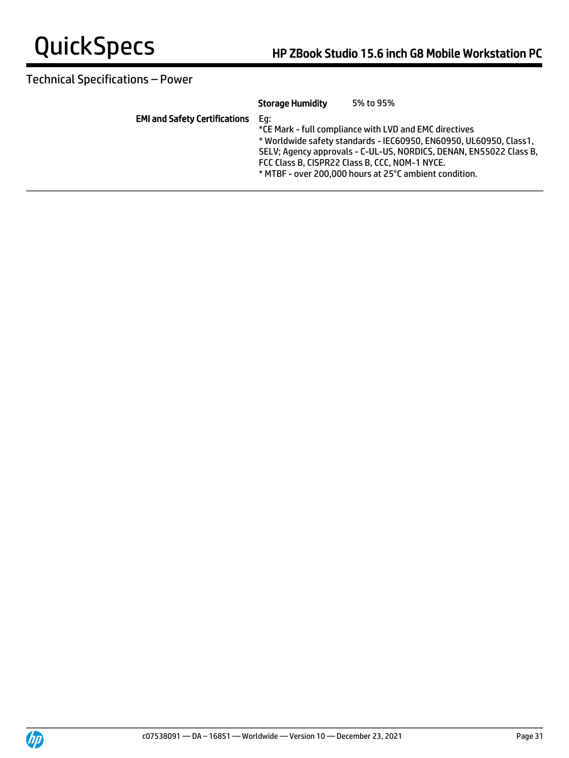## Technical Specifications – Power

| | | |
|---|---|---|
| | **Storage Humidity** | 5% to 95% |
| **EMI and Safety Certifications** | Eg:<br>*CE Mark - full compliance with LVD and EMC directives<br>* Worldwide safety standards - IEC60950, EN60950, UL60950, Class1, SELV; Agency approvals - C-UL-US, NORDICS, DENAN, EN55022 Class B, FCC Class B, CISPR22 Class B, CCC, NOM-1 NYCE.<br>* MTBF - over 200,000 hours at 25°C ambient condition. | |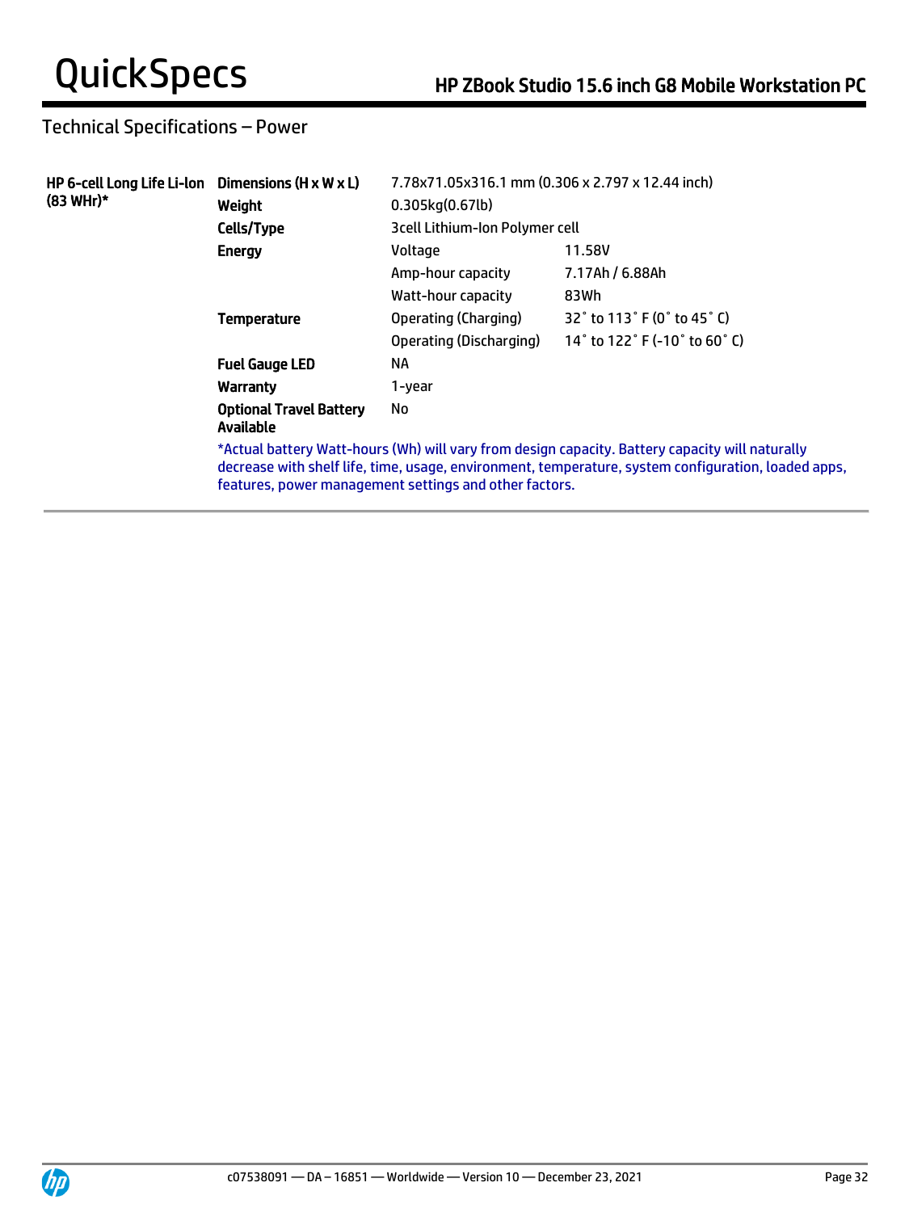## Technical Specifications – Power

| HP 6-cell Long Life Li-Ion (83 WHr)* | | | |
|---|---|---|---|
| | **Dimensions (H x W x L)** | 7.78x71.05x316.1 mm (0.306 x 2.797 x 12.44 inch) | |
| | **Weight** | 0.305kg(0.67lb) | |
| | **Cells/Type** | 3cell Lithium-Ion Polymer cell | |
| | **Energy** | Voltage | 11.58V |
| | | Amp-hour capacity | 7.17Ah / 6.88Ah |
| | | Watt-hour capacity | 83Wh |
| | **Temperature** | Operating (Charging) | 32˚ to 113˚ F (0˚ to 45˚ C) |
| | | Operating (Discharging) | 14˚ to 122˚ F (-10˚ to 60˚ C) |
| | **Fuel Gauge LED** | NA | |
| | **Warranty** | 1-year | |
| | **Optional Travel Battery Available** | No | |

*Actual battery Watt-hours (Wh) will vary from design capacity. Battery capacity will naturally decrease with shelf life, time, usage, environment, temperature, system configuration, loaded apps, features, power management settings and other factors.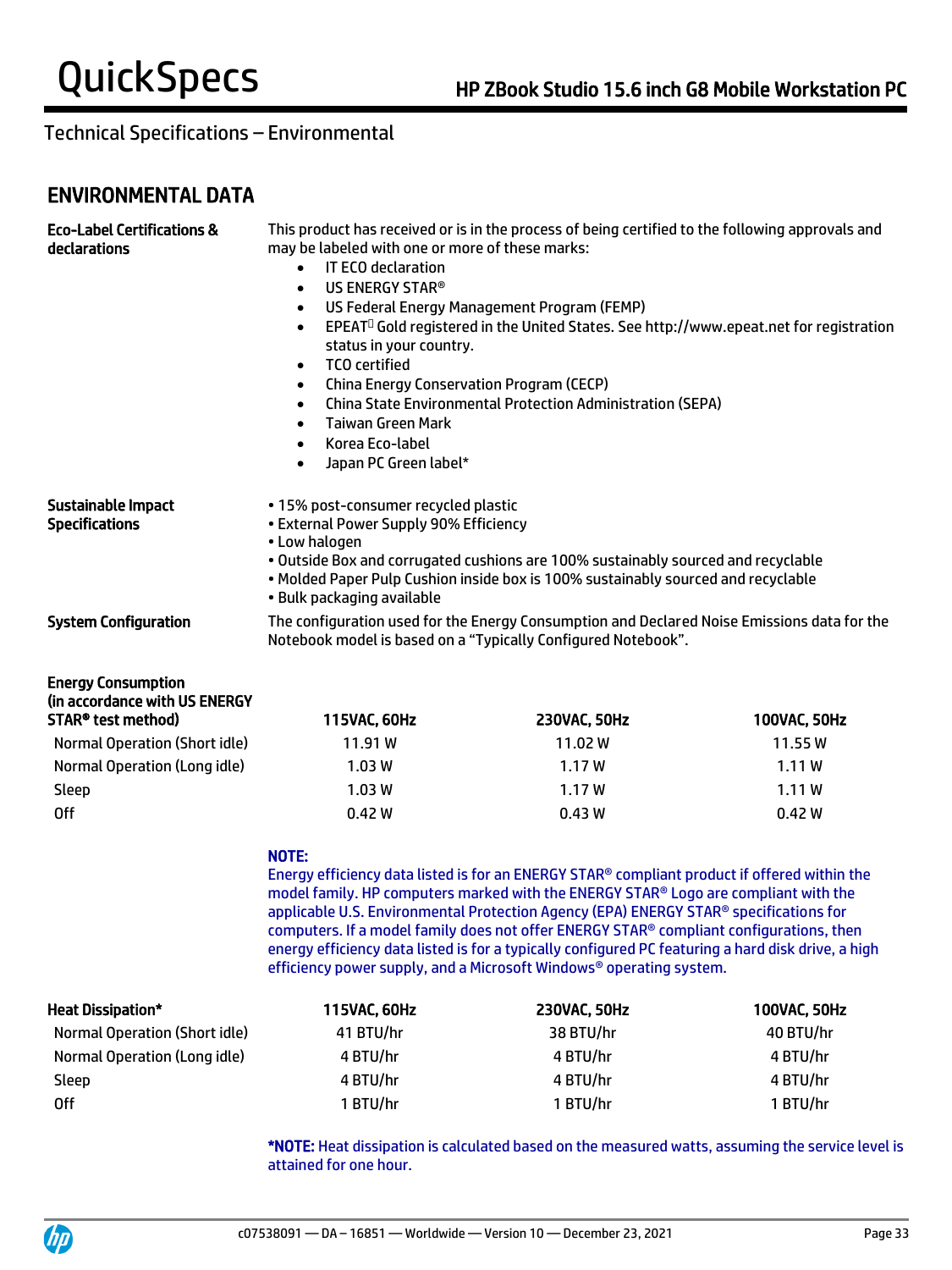## Technical Specifications – Environmental

## ENVIRONMENTAL DATA

**Eco-Label Certifications & declarations**

This product has received or is in the process of being certified to the following approvals and may be labeled with one or more of these marks:

- IT ECO declaration
- US ENERGY STAR®
- US Federal Energy Management Program (FEMP)
- EPEAT Gold registered in the United States. See http://www.epeat.net for registration status in your country.
- TCO certified
- China Energy Conservation Program (CECP)
- China State Environmental Protection Administration (SEPA)
- Taiwan Green Mark
- Korea Eco-label
- Japan PC Green label*

**Sustainable Impact Specifications**

- 15% post-consumer recycled plastic
- External Power Supply 90% Efficiency
- Low halogen
- Outside Box and corrugated cushions are 100% sustainably sourced and recyclable
- Molded Paper Pulp Cushion inside box is 100% sustainably sourced and recyclable
- Bulk packaging available

**System Configuration**

The configuration used for the Energy Consumption and Declared Noise Emissions data for the Notebook model is based on a "Typically Configured Notebook".

| Energy Consumption (in accordance with US ENERGY STAR® test method) | 115VAC, 60Hz | 230VAC, 50Hz | 100VAC, 50Hz |
|---|---|---|---|
| Normal Operation (Short idle) | 11.91 W | 11.02 W | 11.55 W |
| Normal Operation (Long idle) | 1.03 W | 1.17 W | 1.11 W |
| Sleep | 1.03 W | 1.17 W | 1.11 W |
| Off | 0.42 W | 0.43 W | 0.42 W |

**NOTE:**
Energy efficiency data listed is for an ENERGY STAR® compliant product if offered within the model family. HP computers marked with the ENERGY STAR® Logo are compliant with the applicable U.S. Environmental Protection Agency (EPA) ENERGY STAR® specifications for computers. If a model family does not offer ENERGY STAR® compliant configurations, then energy efficiency data listed is for a typically configured PC featuring a hard disk drive, a high efficiency power supply, and a Microsoft Windows® operating system.

| Heat Dissipation* | 115VAC, 60Hz | 230VAC, 50Hz | 100VAC, 50Hz |
|---|---|---|---|
| Normal Operation (Short idle) | 41 BTU/hr | 38 BTU/hr | 40 BTU/hr |
| Normal Operation (Long idle) | 4 BTU/hr | 4 BTU/hr | 4 BTU/hr |
| Sleep | 4 BTU/hr | 4 BTU/hr | 4 BTU/hr |
| Off | 1 BTU/hr | 1 BTU/hr | 1 BTU/hr |

***NOTE:** Heat dissipation is calculated based on the measured watts, assuming the service level is attained for one hour.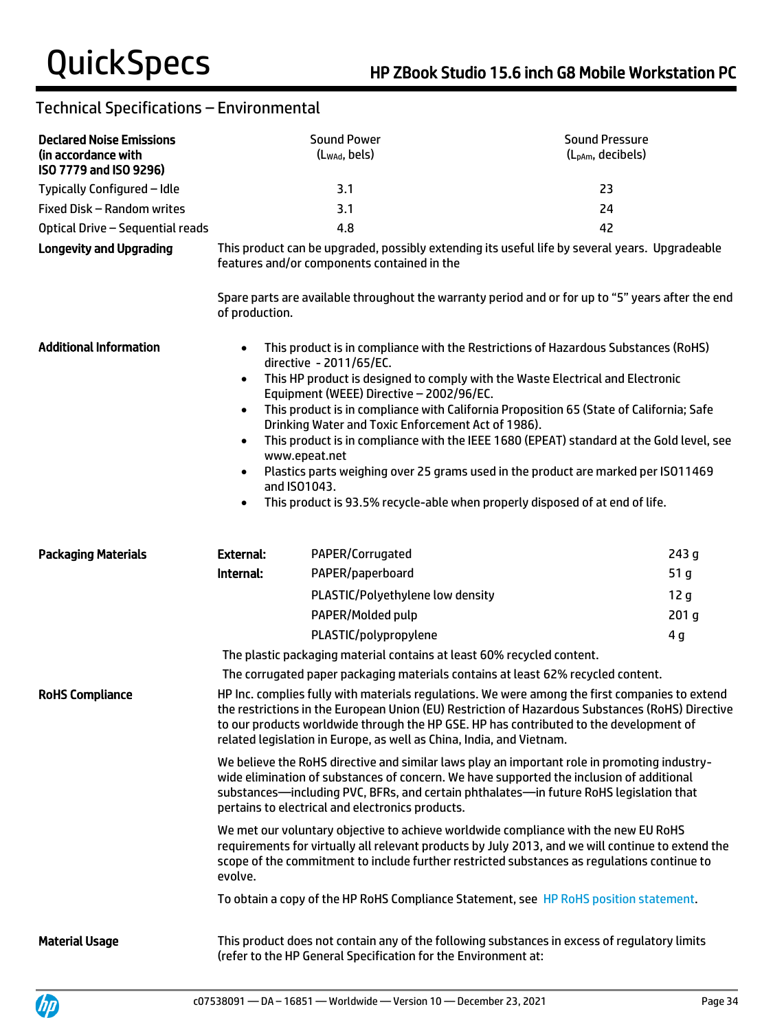## Technical Specifications – Environmental

| Declared Noise Emissions (in accordance with ISO 7779 and ISO 9296) | Sound Power ($L_{WAd}$, bels) | Sound Pressure ($L_{pAm}$, decibels) |
|---|---|---|
| Typically Configured – Idle | 3.1 | 23 |
| Fixed Disk – Random writes | 3.1 | 24 |
| Optical Drive – Sequential reads | 4.8 | 42 |

**Longevity and Upgrading**

This product can be upgraded, possibly extending its useful life by several years. Upgradeable features and/or components contained in the

Spare parts are available throughout the warranty period and or for up to "5" years after the end of production.

**Additional Information**

- This product is in compliance with the Restrictions of Hazardous Substances (RoHS) directive - 2011/65/EC.
- This HP product is designed to comply with the Waste Electrical and Electronic Equipment (WEEE) Directive – 2002/96/EC.
- This product is in compliance with California Proposition 65 (State of California; Safe Drinking Water and Toxic Enforcement Act of 1986).
- This product is in compliance with the IEEE 1680 (EPEAT) standard at the Gold level, see www.epeat.net
- Plastics parts weighing over 25 grams used in the product are marked per ISO11469 and ISO1043.
- This product is 93.5% recycle-able when properly disposed of at end of life.

**Packaging Materials**

| | Material | Weight |
|---|---|---|
| **External:** | PAPER/Corrugated | 243 g |
| **Internal:** | PAPER/paperboard | 51 g |
| | PLASTIC/Polyethylene low density | 12 g |
| | PAPER/Molded pulp | 201 g |
| | PLASTIC/polypropylene | 4 g |

The plastic packaging material contains at least 60% recycled content.

The corrugated paper packaging materials contains at least 62% recycled content.

**RoHS Compliance**

HP Inc. complies fully with materials regulations. We were among the first companies to extend the restrictions in the European Union (EU) Restriction of Hazardous Substances (RoHS) Directive to our products worldwide through the HP GSE. HP has contributed to the development of related legislation in Europe, as well as China, India, and Vietnam.

We believe the RoHS directive and similar laws play an important role in promoting industry-wide elimination of substances of concern. We have supported the inclusion of additional substances—including PVC, BFRs, and certain phthalates—in future RoHS legislation that pertains to electrical and electronics products.

We met our voluntary objective to achieve worldwide compliance with the new EU RoHS requirements for virtually all relevant products by July 2013, and we will continue to extend the scope of the commitment to include further restricted substances as regulations continue to evolve.

To obtain a copy of the HP RoHS Compliance Statement, see HP RoHS position statement.

**Material Usage**

This product does not contain any of the following substances in excess of regulatory limits (refer to the HP General Specification for the Environment at: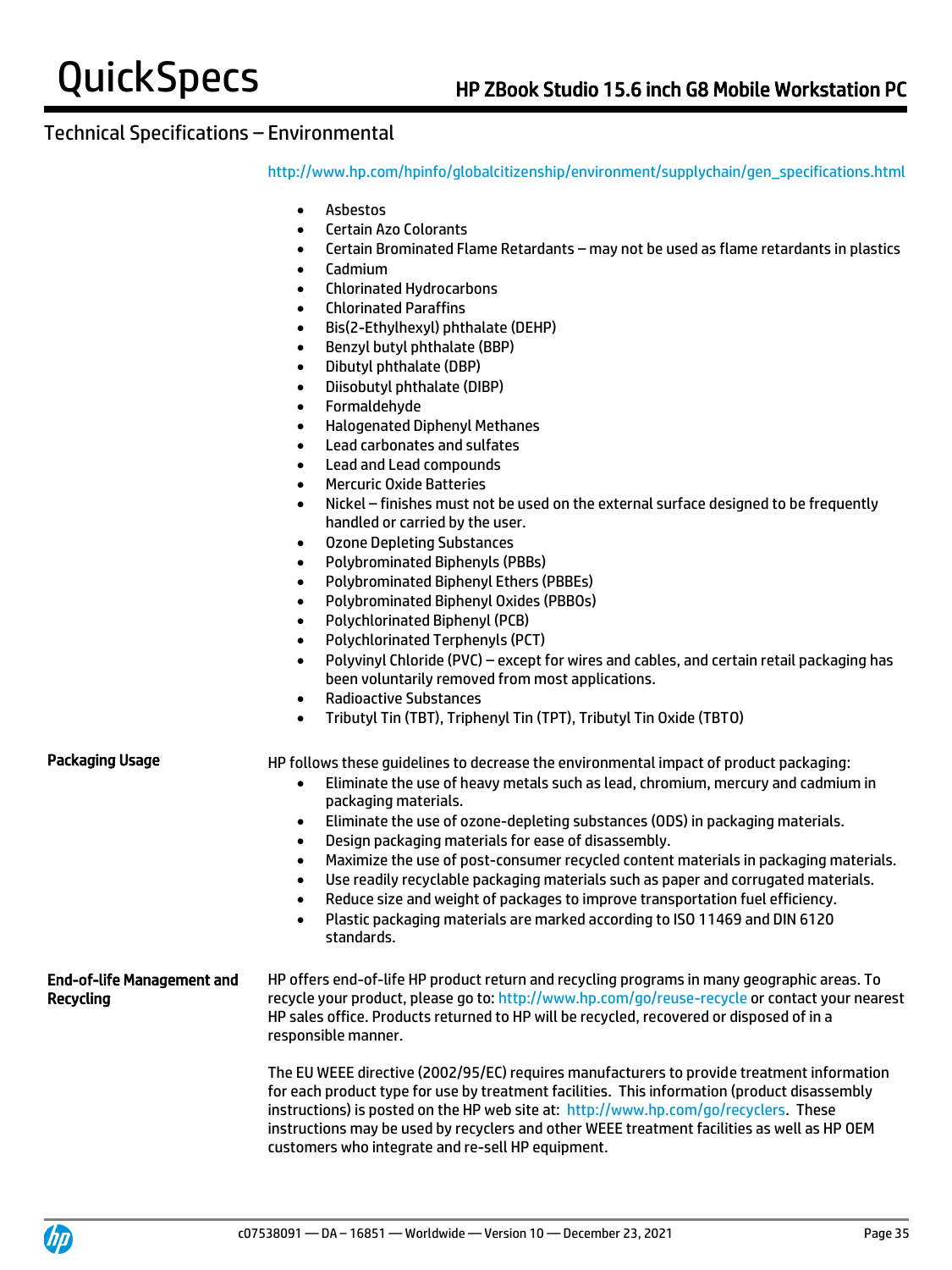## Technical Specifications – Environmental

http://www.hp.com/hpinfo/globalcitizenship/environment/supplychain/gen_specifications.html

- Asbestos
- Certain Azo Colorants
- Certain Brominated Flame Retardants – may not be used as flame retardants in plastics
- Cadmium
- Chlorinated Hydrocarbons
- Chlorinated Paraffins
- Bis(2-Ethylhexyl) phthalate (DEHP)
- Benzyl butyl phthalate (BBP)
- Dibutyl phthalate (DBP)
- Diisobutyl phthalate (DIBP)
- Formaldehyde
- Halogenated Diphenyl Methanes
- Lead carbonates and sulfates
- Lead and Lead compounds
- Mercuric Oxide Batteries
- Nickel – finishes must not be used on the external surface designed to be frequently handled or carried by the user.
- Ozone Depleting Substances
- Polybrominated Biphenyls (PBBs)
- Polybrominated Biphenyl Ethers (PBBEs)
- Polybrominated Biphenyl Oxides (PBBOs)
- Polychlorinated Biphenyl (PCB)
- Polychlorinated Terphenyls (PCT)
- Polyvinyl Chloride (PVC) – except for wires and cables, and certain retail packaging has been voluntarily removed from most applications.
- Radioactive Substances
- Tributyl Tin (TBT), Triphenyl Tin (TPT), Tributyl Tin Oxide (TBTO)

**Packaging Usage**

HP follows these guidelines to decrease the environmental impact of product packaging:

- Eliminate the use of heavy metals such as lead, chromium, mercury and cadmium in packaging materials.
- Eliminate the use of ozone-depleting substances (ODS) in packaging materials.
- Design packaging materials for ease of disassembly.
- Maximize the use of post-consumer recycled content materials in packaging materials.
- Use readily recyclable packaging materials such as paper and corrugated materials.
- Reduce size and weight of packages to improve transportation fuel efficiency.
- Plastic packaging materials are marked according to ISO 11469 and DIN 6120 standards.

**End-of-life Management and Recycling**

HP offers end-of-life HP product return and recycling programs in many geographic areas. To recycle your product, please go to: http://www.hp.com/go/reuse-recycle or contact your nearest HP sales office. Products returned to HP will be recycled, recovered or disposed of in a responsible manner.

The EU WEEE directive (2002/95/EC) requires manufacturers to provide treatment information for each product type for use by treatment facilities. This information (product disassembly instructions) is posted on the HP web site at: http://www.hp.com/go/recyclers. These instructions may be used by recyclers and other WEEE treatment facilities as well as HP OEM customers who integrate and re-sell HP equipment.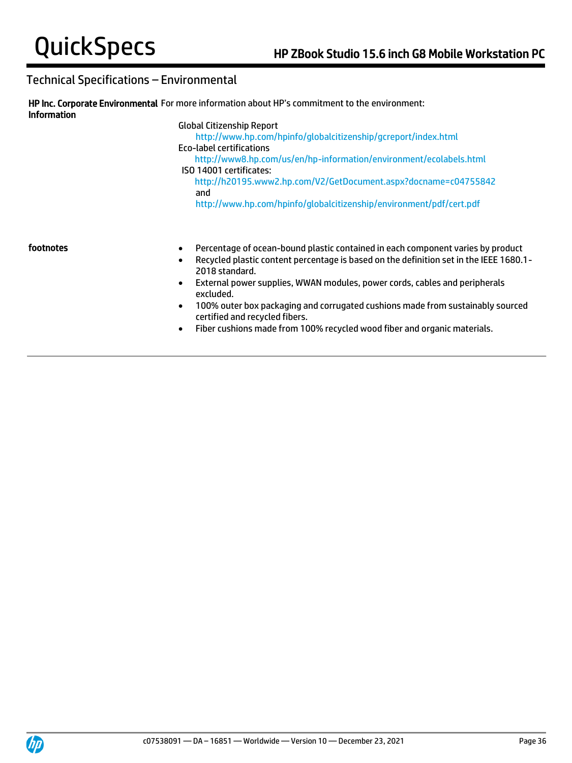## Technical Specifications – Environmental

**HP Inc. Corporate Environmental Information**

For more information about HP's commitment to the environment:

Global Citizenship Report
http://www.hp.com/hpinfo/globalcitizenship/gcreport/index.html
Eco-label certifications
http://www8.hp.com/us/en/hp-information/environment/ecolabels.html
ISO 14001 certificates:
http://h20195.www2.hp.com/V2/GetDocument.aspx?docname=c04755842
and
http://www.hp.com/hpinfo/globalcitizenship/environment/pdf/cert.pdf

**footnotes**

- Percentage of ocean-bound plastic contained in each component varies by product
- Recycled plastic content percentage is based on the definition set in the IEEE 1680.1-2018 standard.
- External power supplies, WWAN modules, power cords, cables and peripherals excluded.
- 100% outer box packaging and corrugated cushions made from sustainably sourced certified and recycled fibers.
- Fiber cushions made from 100% recycled wood fiber and organic materials.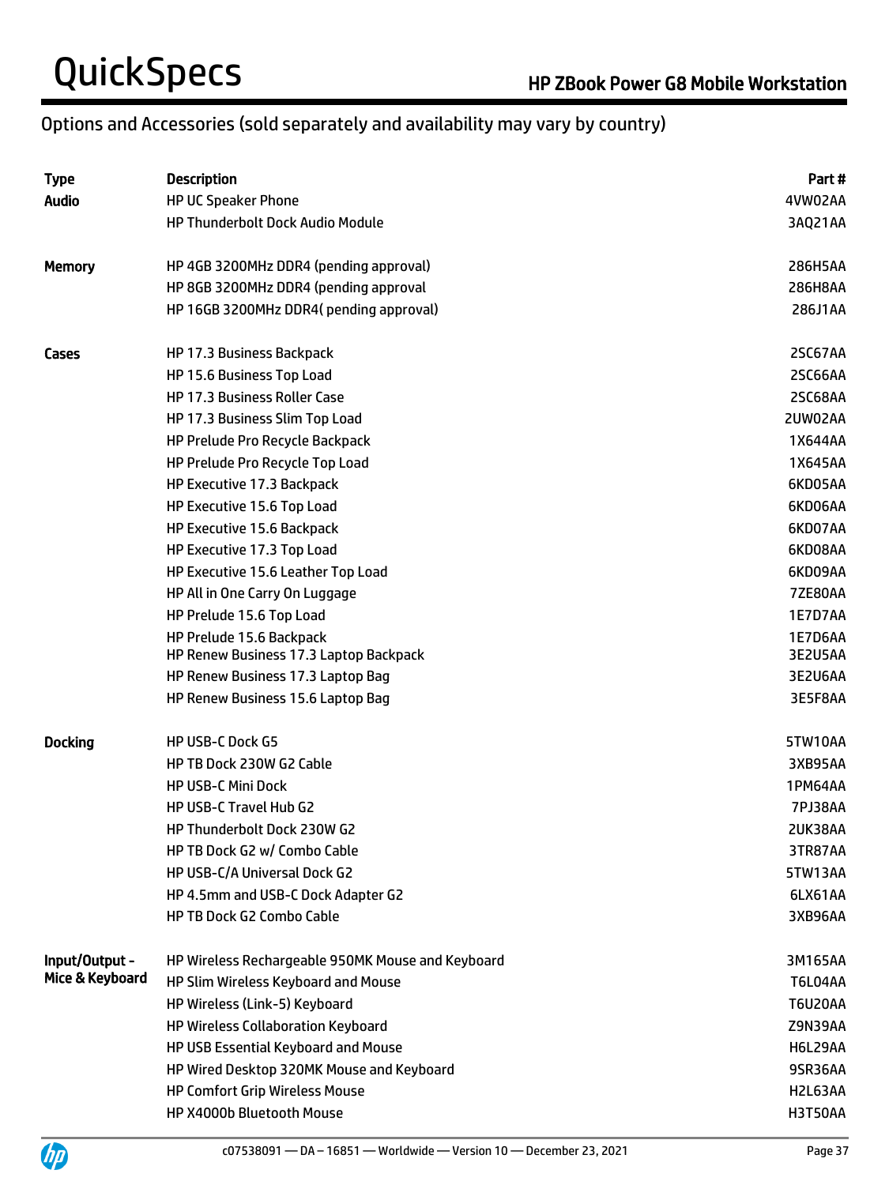## Options and Accessories (sold separately and availability may vary by country)

| Type | Description | Part # |
|---|---|---|
| **Audio** | HP UC Speaker Phone | 4VW02AA |
| | HP Thunderbolt Dock Audio Module | 3AQ21AA |
| **Memory** | HP 4GB 3200MHz DDR4 (pending approval) | 286H5AA |
| | HP 8GB 3200MHz DDR4 (pending approval | 286H8AA |
| | HP 16GB 3200MHz DDR4( pending approval) | 286J1AA |
| **Cases** | HP 17.3 Business Backpack | 2SC67AA |
| | HP 15.6 Business Top Load | 2SC66AA |
| | HP 17.3 Business Roller Case | 2SC68AA |
| | HP 17.3 Business Slim Top Load | 2UW02AA |
| | HP Prelude Pro Recycle Backpack | 1X644AA |
| | HP Prelude Pro Recycle Top Load | 1X645AA |
| | HP Executive 17.3 Backpack | 6KD05AA |
| | HP Executive 15.6 Top Load | 6KD06AA |
| | HP Executive 15.6 Backpack | 6KD07AA |
| | HP Executive 17.3 Top Load | 6KD08AA |
| | HP Executive 15.6 Leather Top Load | 6KD09AA |
| | HP All in One Carry On Luggage | 7ZE80AA |
| | HP Prelude 15.6 Top Load | 1E7D7AA |
| | HP Prelude 15.6 Backpack | 1E7D6AA |
| | HP Renew Business 17.3 Laptop Backpack | 3E2U5AA |
| | HP Renew Business 17.3 Laptop Bag | 3E2U6AA |
| | HP Renew Business 15.6 Laptop Bag | 3E5F8AA |
| **Docking** | HP USB-C Dock G5 | 5TW10AA |
| | HP TB Dock 230W G2 Cable | 3XB95AA |
| | HP USB-C Mini Dock | 1PM64AA |
| | HP USB-C Travel Hub G2 | 7PJ38AA |
| | HP Thunderbolt Dock 230W G2 | 2UK38AA |
| | HP TB Dock G2 w/ Combo Cable | 3TR87AA |
| | HP USB-C/A Universal Dock G2 | 5TW13AA |
| | HP 4.5mm and USB-C Dock Adapter G2 | 6LX61AA |
| | HP TB Dock G2 Combo Cable | 3XB96AA |
| **Input/Output - Mice & Keyboard** | HP Wireless Rechargeable 950MK Mouse and Keyboard | 3M165AA |
| | HP Slim Wireless Keyboard and Mouse | T6L04AA |
| | HP Wireless (Link-5) Keyboard | T6U20AA |
| | HP Wireless Collaboration Keyboard | Z9N39AA |
| | HP USB Essential Keyboard and Mouse | H6L29AA |
| | HP Wired Desktop 320MK Mouse and Keyboard | 9SR36AA |
| | HP Comfort Grip Wireless Mouse | H2L63AA |
| | HP X4000b Bluetooth Mouse | H3T50AA |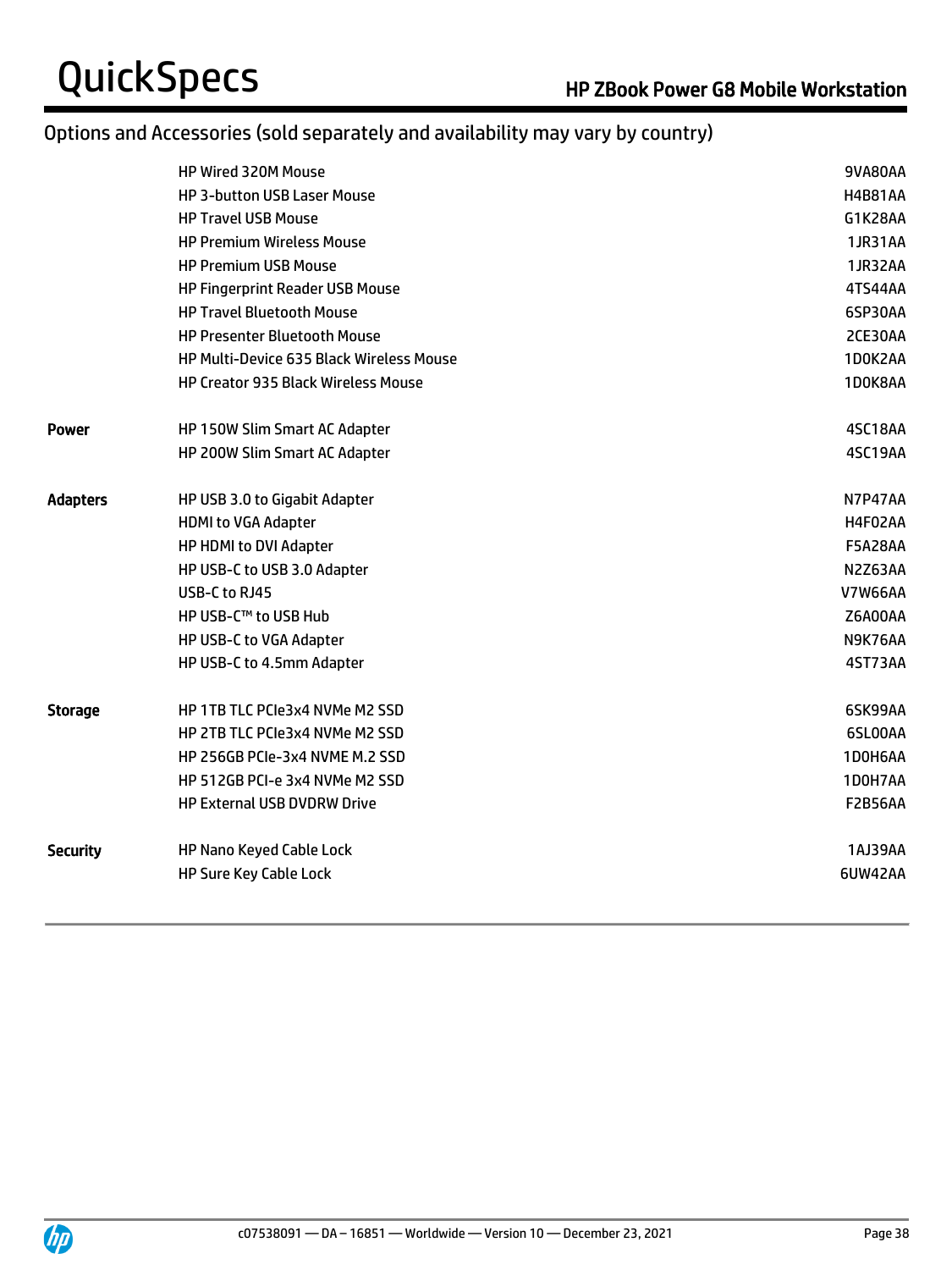## Options and Accessories (sold separately and availability may vary by country)

| | | |
|---|---|---|
| | HP Wired 320M Mouse | 9VA80AA |
| | HP 3-button USB Laser Mouse | H4B81AA |
| | HP Travel USB Mouse | G1K28AA |
| | HP Premium Wireless Mouse | 1JR31AA |
| | HP Premium USB Mouse | 1JR32AA |
| | HP Fingerprint Reader USB Mouse | 4TS44AA |
| | HP Travel Bluetooth Mouse | 6SP30AA |
| | HP Presenter Bluetooth Mouse | 2CE30AA |
| | HP Multi-Device 635 Black Wireless Mouse | 1D0K2AA |
| | HP Creator 935 Black Wireless Mouse | 1D0K8AA |
| **Power** | HP 150W Slim Smart AC Adapter | 4SC18AA |
| | HP 200W Slim Smart AC Adapter | 4SC19AA |
| **Adapters** | HP USB 3.0 to Gigabit Adapter | N7P47AA |
| | HDMI to VGA Adapter | H4F02AA |
| | HP HDMI to DVI Adapter | F5A28AA |
| | HP USB-C to USB 3.0 Adapter | N2Z63AA |
| | USB-C to RJ45 | V7W66AA |
| | HP USB-C™ to USB Hub | Z6A00AA |
| | HP USB-C to VGA Adapter | N9K76AA |
| | HP USB-C to 4.5mm Adapter | 4ST73AA |
| **Storage** | HP 1TB TLC PCIe3x4 NVMe M2 SSD | 6SK99AA |
| | HP 2TB TLC PCIe3x4 NVMe M2 SSD | 6SL00AA |
| | HP 256GB PCIe-3x4 NVME M.2 SSD | 1D0H6AA |
| | HP 512GB PCI-e 3x4 NVMe M2 SSD | 1D0H7AA |
| | HP External USB DVDRW Drive | F2B56AA |
| **Security** | HP Nano Keyed Cable Lock | 1AJ39AA |
| | HP Sure Key Cable Lock | 6UW42AA |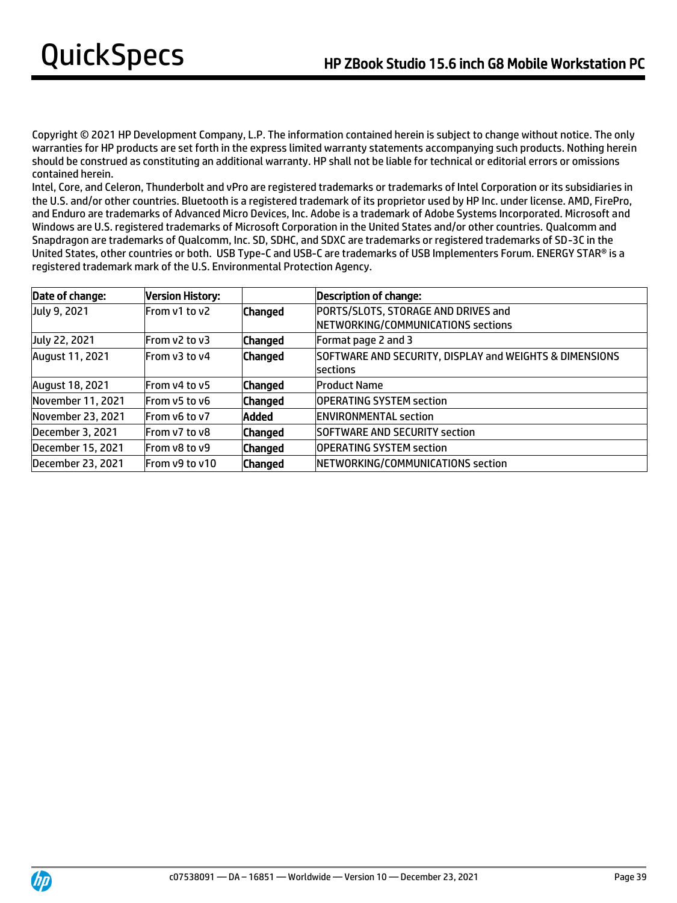Copyright © 2021 HP Development Company, L.P. The information contained herein is subject to change without notice. The only warranties for HP products are set forth in the express limited warranty statements accompanying such products. Nothing herein should be construed as constituting an additional warranty. HP shall not be liable for technical or editorial errors or omissions contained herein.
Intel, Core, and Celeron, Thunderbolt and vPro are registered trademarks or trademarks of Intel Corporation or its subsidiaries in the U.S. and/or other countries. Bluetooth is a registered trademark of its proprietor used by HP Inc. under license. AMD, FirePro, and Enduro are trademarks of Advanced Micro Devices, Inc. Adobe is a trademark of Adobe Systems Incorporated. Microsoft and Windows are U.S. registered trademarks of Microsoft Corporation in the United States and/or other countries. Qualcomm and Snapdragon are trademarks of Qualcomm, Inc. SD, SDHC, and SDXC are trademarks or registered trademarks of SD-3C in the United States, other countries or both. USB Type-C and USB-C are trademarks of USB Implementers Forum. ENERGY STAR® is a registered trademark mark of the U.S. Environmental Protection Agency.

| Date of change: | Version History: | | Description of change: |
|---|---|---|---|
| July 9, 2021 | From v1 to v2 | **Changed** | PORTS/SLOTS, STORAGE AND DRIVES and NETWORKING/COMMUNICATIONS sections |
| July 22, 2021 | From v2 to v3 | **Changed** | Format page 2 and 3 |
| August 11, 2021 | From v3 to v4 | **Changed** | SOFTWARE AND SECURITY, DISPLAY and WEIGHTS & DIMENSIONS sections |
| August 18, 2021 | From v4 to v5 | **Changed** | Product Name |
| November 11, 2021 | From v5 to v6 | **Changed** | OPERATING SYSTEM section |
| November 23, 2021 | From v6 to v7 | **Added** | ENVIRONMENTAL section |
| December 3, 2021 | From v7 to v8 | **Changed** | SOFTWARE AND SECURITY section |
| December 15, 2021 | From v8 to v9 | **Changed** | OPERATING SYSTEM section |
| December 23, 2021 | From v9 to v10 | **Changed** | NETWORKING/COMMUNICATIONS section |